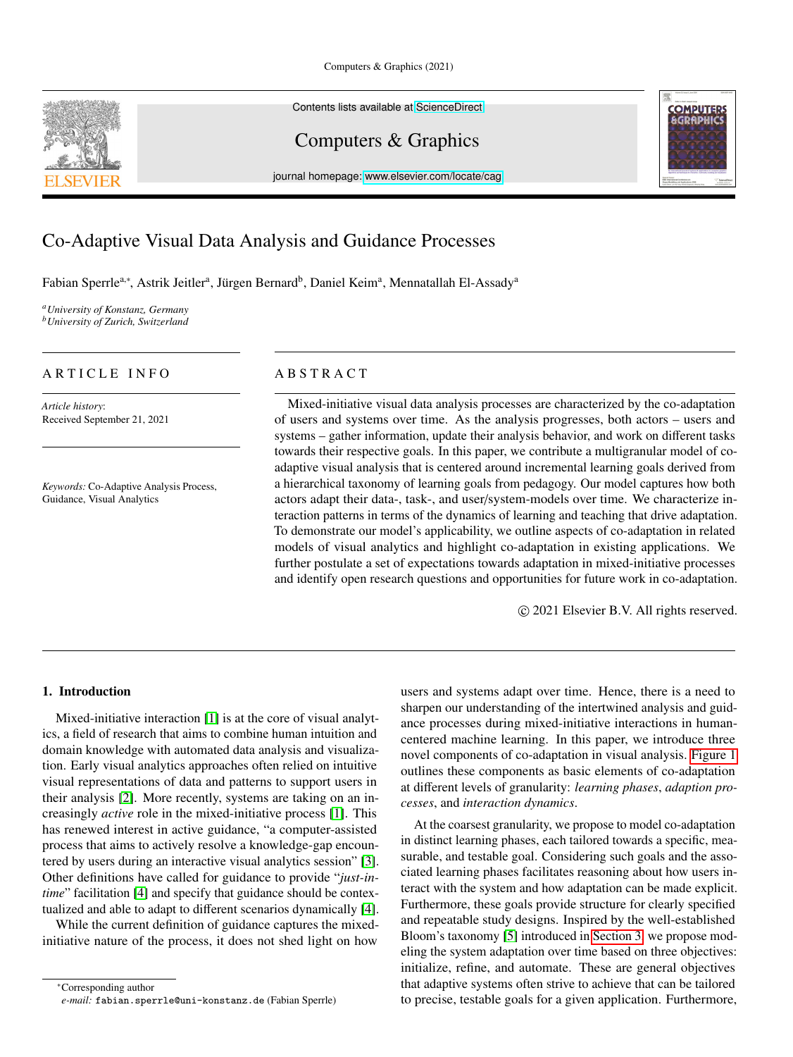Contents lists available at ScienceDirect

Computers & Graphics

journal homepage: www.elsevier.com/locate/cag

# Co-Adaptive Visual Data Analysis and Guidance Processes

Fabian Sperrle[a,*], Astrik Jeitler[a], Jürgen Bernard[b], Daniel Keim[a], Mennatallah El-Assady[a]

[a] *University of Konstanz, Germany*
[b] *University of Zurich, Switzerland*

## ARTICLE INFO

*Article history*:
Received September 21, 2021

*Keywords:* Co-Adaptive Analysis Process, Guidance, Visual Analytics

## ABSTRACT

Mixed-initiative visual data analysis processes are characterized by the co-adaptation of users and systems over time. As the analysis progresses, both actors – users and systems – gather information, update their analysis behavior, and work on different tasks towards their respective goals. In this paper, we contribute a multigranular model of co-adaptive visual analysis that is centered around incremental learning goals derived from a hierarchical taxonomy of learning goals from pedagogy. Our model captures how both actors adapt their data-, task-, and user/system-models over time. We characterize interaction patterns in terms of the dynamics of learning and teaching that drive adaptation. To demonstrate our model's applicability, we outline aspects of co-adaptation in related models of visual analytics and highlight co-adaptation in existing applications. We further postulate a set of expectations towards adaptation in mixed-initiative processes and identify open research questions and opportunities for future work in co-adaptation.

© 2021 Elsevier B.V. All rights reserved.

## 1. Introduction

Mixed-initiative interaction [1] is at the core of visual analytics, a field of research that aims to combine human intuition and domain knowledge with automated data analysis and visualization. Early visual analytics approaches often relied on intuitive visual representations of data and patterns to support users in their analysis [2]. More recently, systems are taking on an increasingly *active* role in the mixed-initiative process [1]. This has renewed interest in active guidance, "a computer-assisted process that aims to actively resolve a knowledge-gap encountered by users during an interactive visual analytics session" [3]. Other definitions have called for guidance to provide "*just-in-time*" facilitation [4] and specify that guidance should be contextualized and able to adapt to different scenarios dynamically [4].

While the current definition of guidance captures the mixed-initiative nature of the process, it does not shed light on how users and systems adapt over time. Hence, there is a need to sharpen our understanding of the intertwined analysis and guidance processes during mixed-initiative interactions in human-centered machine learning. In this paper, we introduce three novel components of co-adaptation in visual analysis. Figure 1 outlines these components as basic elements of co-adaptation at different levels of granularity: *learning phases*, *adaption processes*, and *interaction dynamics*.

At the coarsest granularity, we propose to model co-adaptation in distinct learning phases, each tailored towards a specific, measurable, and testable goal. Considering such goals and the associated learning phases facilitates reasoning about how users interact with the system and how adaptation can be made explicit. Furthermore, these goals provide structure for clearly specified and repeatable study designs. Inspired by the well-established Bloom's taxonomy [5] introduced in Section 3, we propose modeling the system adaptation over time based on three objectives: initialize, refine, and automate. These are general objectives that adaptive systems often strive to achieve that can be tailored to precise, testable goals for a given application. Furthermore,

*Corresponding author
*e-mail:* fabian.sperrle@uni-konstanz.de (Fabian Sperrle)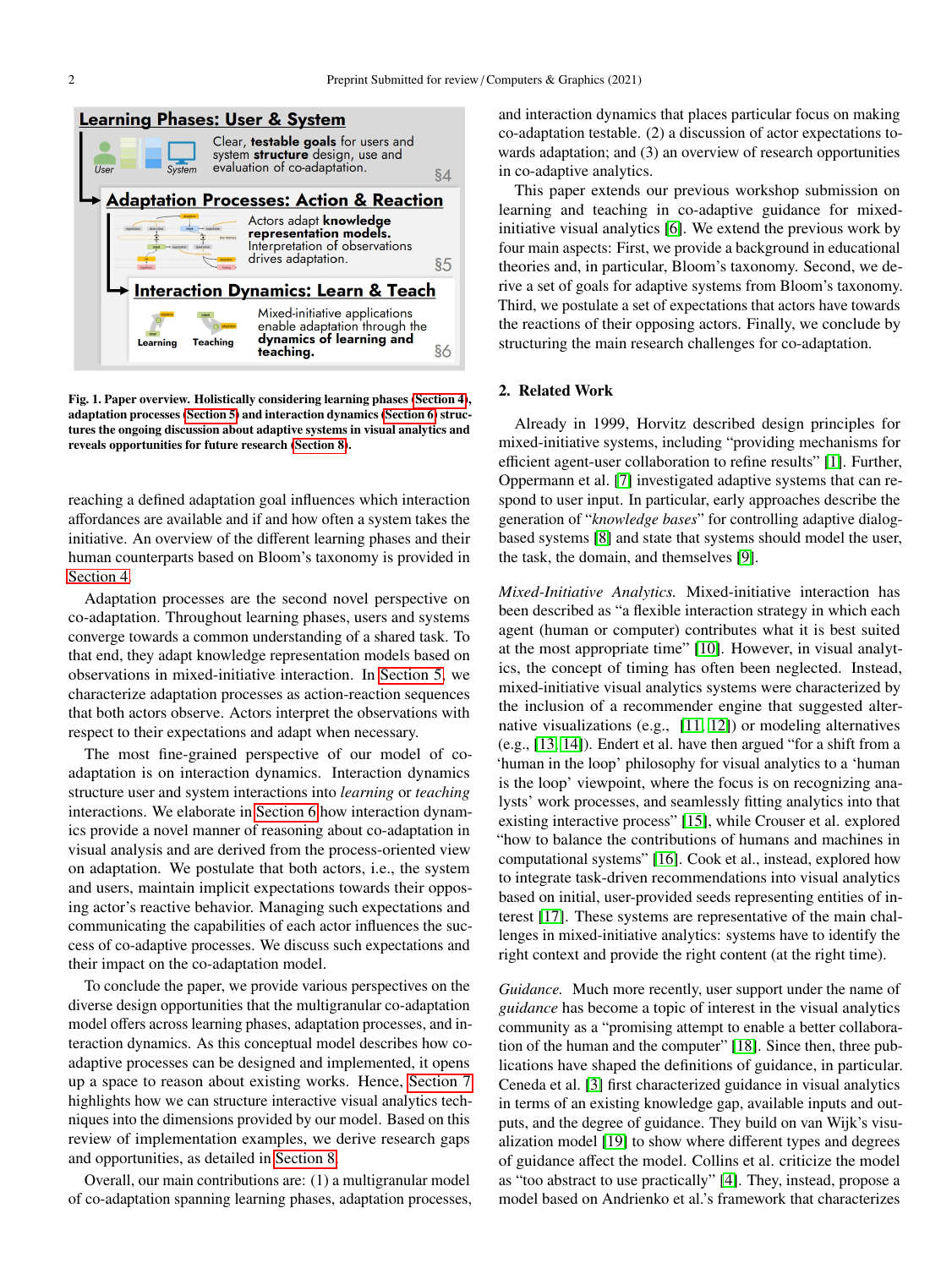Fig. 1. Paper overview. Holistically considering learning phases (Section 4), adaptation processes (Section 5) and interaction dynamics (Section 6) structures the ongoing discussion about adaptive systems in visual analytics and reveals opportunities for future research (Section 8).

reaching a defined adaptation goal influences which interaction affordances are available and if and how often a system takes the initiative. An overview of the different learning phases and their human counterparts based on Bloom's taxonomy is provided in Section 4.

Adaptation processes are the second novel perspective on co-adaptation. Throughout learning phases, users and systems converge towards a common understanding of a shared task. To that end, they adapt knowledge representation models based on observations in mixed-initiative interaction. In Section 5, we characterize adaptation processes as action-reaction sequences that both actors observe. Actors interpret the observations with respect to their expectations and adapt when necessary.

The most fine-grained perspective of our model of co-adaptation is on interaction dynamics. Interaction dynamics structure user and system interactions into *learning* or *teaching* interactions. We elaborate in Section 6 how interaction dynamics provide a novel manner of reasoning about co-adaptation in visual analysis and are derived from the process-oriented view on adaptation. We postulate that both actors, i.e., the system and users, maintain implicit expectations towards their opposing actor's reactive behavior. Managing such expectations and communicating the capabilities of each actor influences the success of co-adaptive processes. We discuss such expectations and their impact on the co-adaptation model.

To conclude the paper, we provide various perspectives on the diverse design opportunities that the multigranular co-adaptation model offers across learning phases, adaptation processes, and interaction dynamics. As this conceptual model describes how co-adaptive processes can be designed and implemented, it opens up a space to reason about existing works. Hence, Section 7 highlights how we can structure interactive visual analytics techniques into the dimensions provided by our model. Based on this review of implementation examples, we derive research gaps and opportunities, as detailed in Section 8.

Overall, our main contributions are: (1) a multigranular model of co-adaptation spanning learning phases, adaptation processes, and interaction dynamics that places particular focus on making co-adaptation testable. (2) a discussion of actor expectations towards adaptation; and (3) an overview of research opportunities in co-adaptive analytics.

This paper extends our previous workshop submission on learning and teaching in co-adaptive guidance for mixed-initiative visual analytics [6]. We extend the previous work by four main aspects: First, we provide a background in educational theories and, in particular, Bloom's taxonomy. Second, we derive a set of goals for adaptive systems from Bloom's taxonomy. Third, we postulate a set of expectations that actors have towards the reactions of their opposing actors. Finally, we conclude by structuring the main research challenges for co-adaptation.

## 2. Related Work

Already in 1999, Horvitz described design principles for mixed-initiative systems, including "providing mechanisms for efficient agent-user collaboration to refine results" [1]. Further, Oppermann et al. [7] investigated adaptive systems that can respond to user input. In particular, early approaches describe the generation of "*knowledge bases*" for controlling adaptive dialog-based systems [8] and state that systems should model the user, the task, the domain, and themselves [9].

*Mixed-Initiative Analytics.* Mixed-initiative interaction has been described as "a flexible interaction strategy in which each agent (human or computer) contributes what it is best suited at the most appropriate time" [10]. However, in visual analytics, the concept of timing has often been neglected. Instead, mixed-initiative visual analytics systems were characterized by the inclusion of a recommender engine that suggested alternative visualizations (e.g., [11, 12]) or modeling alternatives (e.g., [13, 14]). Endert et al. have then argued "for a shift from a 'human in the loop' philosophy for visual analytics to a 'human is the loop' viewpoint, where the focus is on recognizing analysts' work processes, and seamlessly fitting analytics into that existing interactive process" [15], while Crouser et al. explored "how to balance the contributions of humans and machines in computational systems" [16]. Cook et al., instead, explored how to integrate task-driven recommendations into visual analytics based on initial, user-provided seeds representing entities of interest [17]. These systems are representative of the main challenges in mixed-initiative analytics: systems have to identify the right context and provide the right content (at the right time).

*Guidance.* Much more recently, user support under the name of *guidance* has become a topic of interest in the visual analytics community as a "promising attempt to enable a better collaboration of the human and the computer" [18]. Since then, three publications have shaped the definitions of guidance, in particular. Ceneda et al. [3] first characterized guidance in visual analytics in terms of an existing knowledge gap, available inputs and outputs, and the degree of guidance. They build on van Wijk's visualization model [19] to show where different types and degrees of guidance affect the model. Collins et al. criticize the model as "too abstract to use practically" [4]. They, instead, propose a model based on Andrienko et al.'s framework that characterizes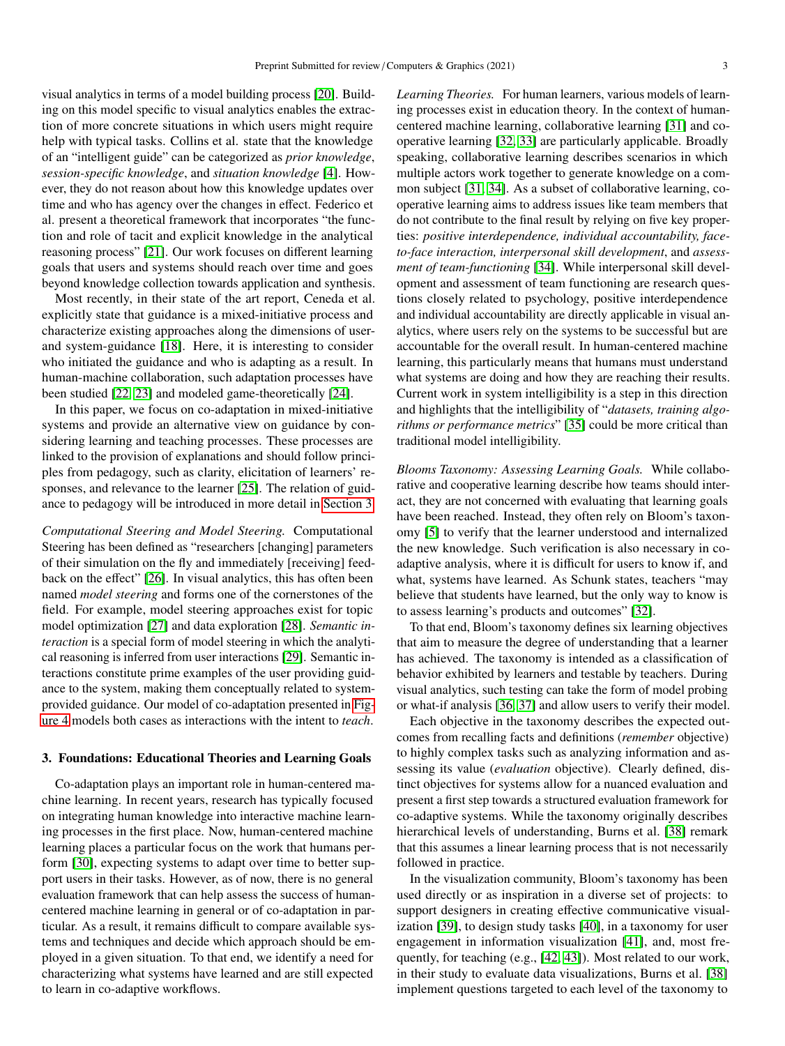visual analytics in terms of a model building process [20]. Building on this model specific to visual analytics enables the extraction of more concrete situations in which users might require help with typical tasks. Collins et al. state that the knowledge of an "intelligent guide" can be categorized as *prior knowledge*, *session-specific knowledge*, and *situation knowledge* [4]. However, they do not reason about how this knowledge updates over time and who has agency over the changes in effect. Federico et al. present a theoretical framework that incorporates "the function and role of tacit and explicit knowledge in the analytical reasoning process" [21]. Our work focuses on different learning goals that users and systems should reach over time and goes beyond knowledge collection towards application and synthesis.

Most recently, in their state of the art report, Ceneda et al. explicitly state that guidance is a mixed-initiative process and characterize existing approaches along the dimensions of user- and system-guidance [18]. Here, it is interesting to consider who initiated the guidance and who is adapting as a result. In human-machine collaboration, such adaptation processes have been studied [22, 23] and modeled game-theoretically [24].

In this paper, we focus on co-adaptation in mixed-initiative systems and provide an alternative view on guidance by considering learning and teaching processes. These processes are linked to the provision of explanations and should follow principles from pedagogy, such as clarity, elicitation of learners' responses, and relevance to the learner [25]. The relation of guidance to pedagogy will be introduced in more detail in Section 3.

*Computational Steering and Model Steering.* Computational Steering has been defined as "researchers [changing] parameters of their simulation on the fly and immediately [receiving] feedback on the effect" [26]. In visual analytics, this has often been named *model steering* and forms one of the cornerstones of the field. For example, model steering approaches exist for topic model optimization [27] and data exploration [28]. *Semantic interaction* is a special form of model steering in which the analytical reasoning is inferred from user interactions [29]. Semantic interactions constitute prime examples of the user providing guidance to the system, making them conceptually related to system-provided guidance. Our model of co-adaptation presented in Figure 4 models both cases as interactions with the intent to *teach*.

## 3. Foundations: Educational Theories and Learning Goals

Co-adaptation plays an important role in human-centered machine learning. In recent years, research has typically focused on integrating human knowledge into interactive machine learning processes in the first place. Now, human-centered machine learning places a particular focus on the work that humans perform [30], expecting systems to adapt over time to better support users in their tasks. However, as of now, there is no general evaluation framework that can help assess the success of human-centered machine learning in general or of co-adaptation in particular. As a result, it remains difficult to compare available systems and techniques and decide which approach should be employed in a given situation. To that end, we identify a need for characterizing what systems have learned and are still expected to learn in co-adaptive workflows.

*Learning Theories.* For human learners, various models of learning processes exist in education theory. In the context of human-centered machine learning, collaborative learning [31] and cooperative learning [32, 33] are particularly applicable. Broadly speaking, collaborative learning describes scenarios in which multiple actors work together to generate knowledge on a common subject [31, 34]. As a subset of collaborative learning, cooperative learning aims to address issues like team members that do not contribute to the final result by relying on five key properties: *positive interdependence, individual accountability, face-to-face interaction, interpersonal skill development*, and *assessment of team-functioning* [34]. While interpersonal skill development and assessment of team functioning are research questions closely related to psychology, positive interdependence and individual accountability are directly applicable in visual analytics, where users rely on the systems to be successful but are accountable for the overall result. In human-centered machine learning, this particularly means that humans must understand what systems are doing and how they are reaching their results. Current work in system intelligibility is a step in this direction and highlights that the intelligibility of "*datasets, training algorithms or performance metrics*" [35] could be more critical than traditional model intelligibility.

*Blooms Taxonomy: Assessing Learning Goals.* While collaborative and cooperative learning describe how teams should interact, they are not concerned with evaluating that learning goals have been reached. Instead, they often rely on Bloom's taxonomy [5] to verify that the learner understood and internalized the new knowledge. Such verification is also necessary in co-adaptive analysis, where it is difficult for users to know if, and what, systems have learned. As Schunk states, teachers "may believe that students have learned, but the only way to know is to assess learning's products and outcomes" [32].

To that end, Bloom's taxonomy defines six learning objectives that aim to measure the degree of understanding that a learner has achieved. The taxonomy is intended as a classification of behavior exhibited by learners and testable by teachers. During visual analytics, such testing can take the form of model probing or what-if analysis [36, 37] and allow users to verify their model.

Each objective in the taxonomy describes the expected outcomes from recalling facts and definitions (*remember* objective) to highly complex tasks such as analyzing information and assessing its value (*evaluation* objective). Clearly defined, distinct objectives for systems allow for a nuanced evaluation and present a first step towards a structured evaluation framework for co-adaptive systems. While the taxonomy originally describes hierarchical levels of understanding, Burns et al. [38] remark that this assumes a linear learning process that is not necessarily followed in practice.

In the visualization community, Bloom's taxonomy has been used directly or as inspiration in a diverse set of projects: to support designers in creating effective communicative visualization [39], to design study tasks [40], in a taxonomy for user engagement in information visualization [41], and, most frequently, for teaching (e.g., [42, 43]). Most related to our work, in their study to evaluate data visualizations, Burns et al. [38] implement questions targeted to each level of the taxonomy to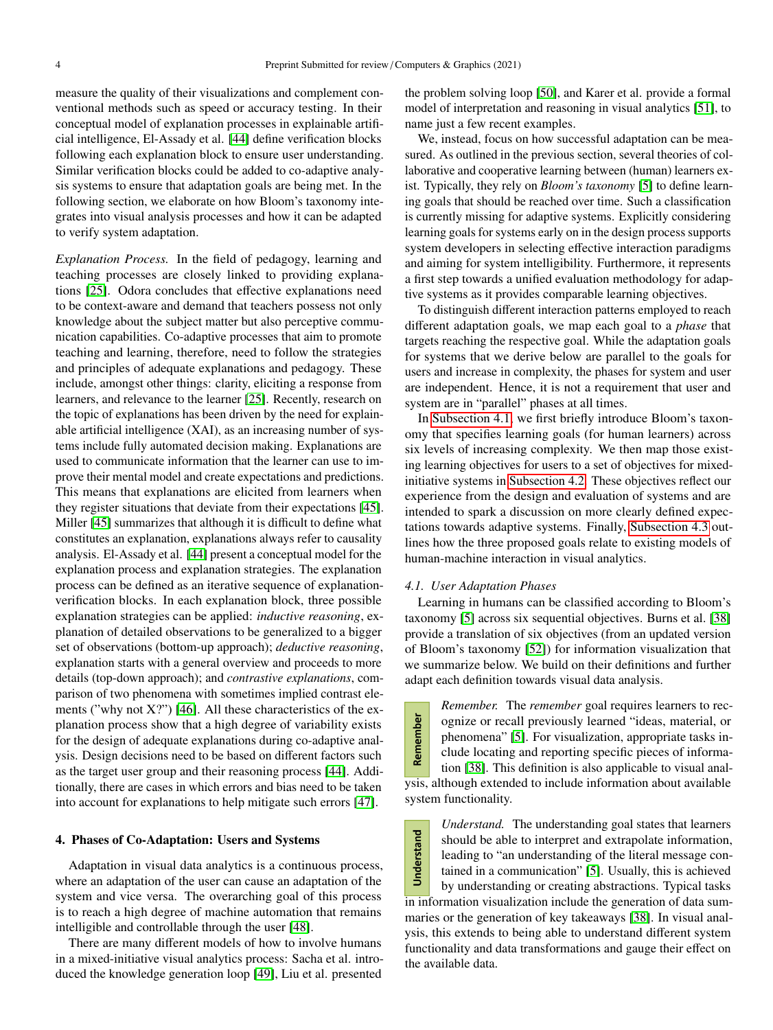measure the quality of their visualizations and complement conventional methods such as speed or accuracy testing. In their conceptual model of explanation processes in explainable artificial intelligence, El-Assady et al. [44] define verification blocks following each explanation block to ensure user understanding. Similar verification blocks could be added to co-adaptive analysis systems to ensure that adaptation goals are being met. In the following section, we elaborate on how Bloom's taxonomy integrates into visual analysis processes and how it can be adapted to verify system adaptation.

*Explanation Process.* In the field of pedagogy, learning and teaching processes are closely linked to providing explanations [25]. Odora concludes that effective explanations need to be context-aware and demand that teachers possess not only knowledge about the subject matter but also perceptive communication capabilities. Co-adaptive processes that aim to promote teaching and learning, therefore, need to follow the strategies and principles of adequate explanations and pedagogy. These include, amongst other things: clarity, eliciting a response from learners, and relevance to the learner [25]. Recently, research on the topic of explanations has been driven by the need for explainable artificial intelligence (XAI), as an increasing number of systems include fully automated decision making. Explanations are used to communicate information that the learner can use to improve their mental model and create expectations and predictions. This means that explanations are elicited from learners when they register situations that deviate from their expectations [45]. Miller [45] summarizes that although it is difficult to define what constitutes an explanation, explanations always refer to causality analysis. El-Assady et al. [44] present a conceptual model for the explanation process and explanation strategies. The explanation process can be defined as an iterative sequence of explanation-verification blocks. In each explanation block, three possible explanation strategies can be applied: *inductive reasoning*, explanation of detailed observations to be generalized to a bigger set of observations (bottom-up approach); *deductive reasoning*, explanation starts with a general overview and proceeds to more details (top-down approach); and *contrastive explanations*, comparison of two phenomena with sometimes implied contrast elements ("why not X?") [46]. All these characteristics of the explanation process show that a high degree of variability exists for the design of adequate explanations during co-adaptive analysis. Design decisions need to be based on different factors such as the target user group and their reasoning process [44]. Additionally, there are cases in which errors and bias need to be taken into account for explanations to help mitigate such errors [47].

## 4. Phases of Co-Adaptation: Users and Systems

Adaptation in visual data analytics is a continuous process, where an adaptation of the user can cause an adaptation of the system and vice versa. The overarching goal of this process is to reach a high degree of machine automation that remains intelligible and controllable through the user [48].

There are many different models of how to involve humans in a mixed-initiative visual analytics process: Sacha et al. introduced the knowledge generation loop [49], Liu et al. presented the problem solving loop [50], and Karer et al. provide a formal model of interpretation and reasoning in visual analytics [51], to name just a few recent examples.

We, instead, focus on how successful adaptation can be measured. As outlined in the previous section, several theories of collaborative and cooperative learning between (human) learners exist. Typically, they rely on *Bloom's taxonomy* [5] to define learning goals that should be reached over time. Such a classification is currently missing for adaptive systems. Explicitly considering learning goals for systems early on in the design process supports system developers in selecting effective interaction paradigms and aiming for system intelligibility. Furthermore, it represents a first step towards a unified evaluation methodology for adaptive systems as it provides comparable learning objectives.

To distinguish different interaction patterns employed to reach different adaptation goals, we map each goal to a *phase* that targets reaching the respective goal. While the adaptation goals for systems that we derive below are parallel to the goals for users and increase in complexity, the phases for system and user are independent. Hence, it is not a requirement that user and system are in "parallel" phases at all times.

In Subsection 4.1, we first briefly introduce Bloom's taxonomy that specifies learning goals (for human learners) across six levels of increasing complexity. We then map those existing learning objectives for users to a set of objectives for mixed-initiative systems in Subsection 4.2. These objectives reflect our experience from the design and evaluation of systems and are intended to spark a discussion on more clearly defined expectations towards adaptive systems. Finally, Subsection 4.3 outlines how the three proposed goals relate to existing models of human-machine interaction in visual analytics.

### 4.1. User Adaptation Phases

Learning in humans can be classified according to Bloom's taxonomy [5] across six sequential objectives. Burns et al. [38] provide a translation of six objectives (from an updated version of Bloom's taxonomy [52]) for information visualization that we summarize below. We build on their definitions and further adapt each definition towards visual data analysis.

**Remember**

*Remember.* The *remember* goal requires learners to recognize or recall previously learned "ideas, material, or phenomena" [5]. For visualization, appropriate tasks include locating and reporting specific pieces of information [38]. This definition is also applicable to visual analysis, although extended to include information about available system functionality.

**Understand**

*Understand.* The understanding goal states that learners should be able to interpret and extrapolate information, leading to "an understanding of the literal message contained in a communication" [5]. Usually, this is achieved by understanding or creating abstractions. Typical tasks in information visualization include the generation of data summaries or the generation of key takeaways [38]. In visual analysis, this extends to being able to understand different system functionality and data transformations and gauge their effect on the available data.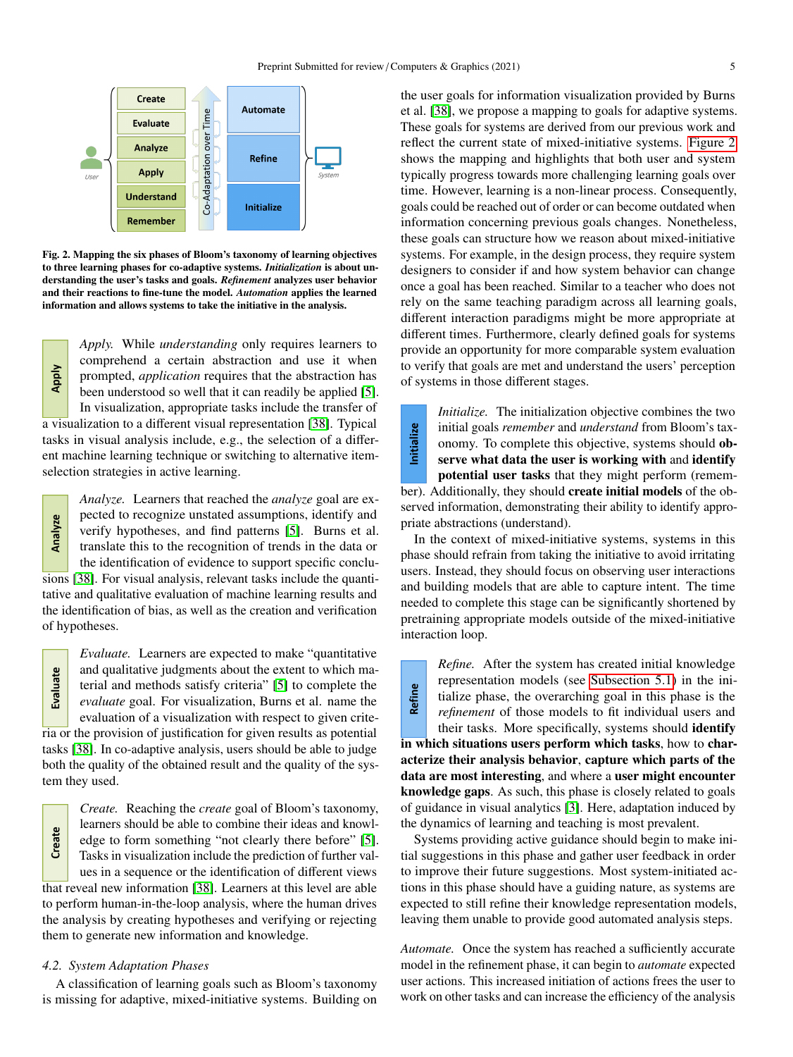Fig. 2. **Mapping the six phases of Bloom's taxonomy of learning objectives to three learning phases for co-adaptive systems. *Initialization* is about understanding the user's tasks and goals. *Refinement* analyzes user behavior and their reactions to fine-tune the model. *Automation* applies the learned information and allows systems to take the initiative in the analysis.**

*Apply.* While *understanding* only requires learners to comprehend a certain abstraction and use it when prompted, *application* requires that the abstraction has been understood so well that it can readily be applied [5]. In visualization, appropriate tasks include the transfer of a visualization to a different visual representation [38]. Typical tasks in visual analysis include, e.g., the selection of a different machine learning technique or switching to alternative item-selection strategies in active learning.

*Analyze.* Learners that reached the *analyze* goal are expected to recognize unstated assumptions, identify and verify hypotheses, and find patterns [5]. Burns et al. translate this to the recognition of trends in the data or the identification of evidence to support specific conclusions [38]. For visual analysis, relevant tasks include the quantitative and qualitative evaluation of machine learning results and the identification of bias, as well as the creation and verification of hypotheses.

*Evaluate.* Learners are expected to make "quantitative and qualitative judgments about the extent to which material and methods satisfy criteria" [5] to complete the *evaluate* goal. For visualization, Burns et al. name the evaluation of a visualization with respect to given criteria or the provision of justification for given results as potential tasks [38]. In co-adaptive analysis, users should be able to judge both the quality of the obtained result and the quality of the system they used.

*Create.* Reaching the *create* goal of Bloom's taxonomy, learners should be able to combine their ideas and knowledge to form something "not clearly there before" [5]. Tasks in visualization include the prediction of further values in a sequence or the identification of different views that reveal new information [38]. Learners at this level are able to perform human-in-the-loop analysis, where the human drives the analysis by creating hypotheses and verifying or rejecting them to generate new information and knowledge.

### 4.2. System Adaptation Phases

A classification of learning goals such as Bloom's taxonomy is missing for adaptive, mixed-initiative systems. Building on the user goals for information visualization provided by Burns et al. [38], we propose a mapping to goals for adaptive systems. These goals for systems are derived from our previous work and reflect the current state of mixed-initiative systems. Figure 2 shows the mapping and highlights that both user and system typically progress towards more challenging learning goals over time. However, learning is a non-linear process. Consequently, goals could be reached out of order or can become outdated when information concerning previous goals changes. Nonetheless, these goals can structure how we reason about mixed-initiative systems. For example, in the design process, they require system designers to consider if and how system behavior can change once a goal has been reached. Similar to a teacher who does not rely on the same teaching paradigm across all learning goals, different interaction paradigms might be more appropriate at different times. Furthermore, clearly defined goals for systems provide an opportunity for more comparable system evaluation to verify that goals are met and understand the users' perception of systems in those different stages.

*Initialize.* The initialization objective combines the two initial goals *remember* and *understand* from Bloom's taxonomy. To complete this objective, systems should **observe what data the user is working with** and **identify potential user tasks** that they might perform (remember). Additionally, they should **create initial models** of the observed information, demonstrating their ability to identify appropriate abstractions (understand).

In the context of mixed-initiative systems, systems in this phase should refrain from taking the initiative to avoid irritating users. Instead, they should focus on observing user interactions and building models that are able to capture intent. The time needed to complete this stage can be significantly shortened by pretraining appropriate models outside of the mixed-initiative interaction loop.

*Refine.* After the system has created initial knowledge representation models (see Subsection 5.1) in the initialize phase, the overarching goal in this phase is the *refinement* of those models to fit individual users and their tasks. More specifically, systems should **identify in which situations users perform which tasks**, how to **characterize their analysis behavior**, **capture which parts of the data are most interesting**, and where a **user might encounter knowledge gaps**. As such, this phase is closely related to goals of guidance in visual analytics [3]. Here, adaptation induced by the dynamics of learning and teaching is most prevalent.

Systems providing active guidance should begin to make initial suggestions in this phase and gather user feedback in order to improve their future suggestions. Most system-initiated actions in this phase should have a guiding nature, as systems are expected to still refine their knowledge representation models, leaving them unable to provide good automated analysis steps.

*Automate.* Once the system has reached a sufficiently accurate model in the refinement phase, it can begin to *automate* expected user actions. This increased initiation of actions frees the user to work on other tasks and can increase the efficiency of the analysis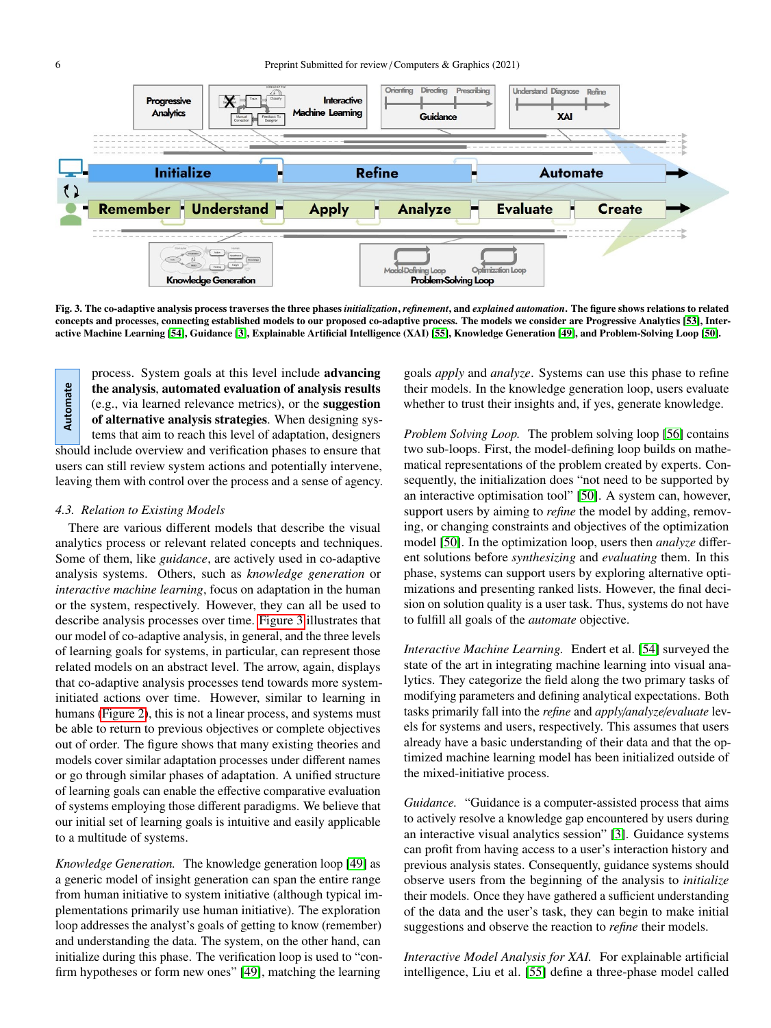Fig. 3. The co-adaptive analysis process traverses the three phases *initialization*, *refinement*, and *explained automation*. The figure shows relations to related concepts and processes, connecting established models to our proposed co-adaptive process. The models we consider are Progressive Analytics [53], Interactive Machine Learning [54], Guidance [3], Explainable Artificial Intelligence (XAI) [55], Knowledge Generation [49], and Problem-Solving Loop [50].

Automate

process. System goals at this level include **advancing the analysis**, **automated evaluation of analysis results** (e.g., via learned relevance metrics), or the **suggestion of alternative analysis strategies**. When designing systems that aim to reach this level of adaptation, designers should include overview and verification phases to ensure that users can still review system actions and potentially intervene, leaving them with control over the process and a sense of agency.

### 4.3. Relation to Existing Models

There are various different models that describe the visual analytics process or relevant related concepts and techniques. Some of them, like *guidance*, are actively used in co-adaptive analysis systems. Others, such as *knowledge generation* or *interactive machine learning*, focus on adaptation in the human or the system, respectively. However, they can all be used to describe analysis processes over time. Figure 3 illustrates that our model of co-adaptive analysis, in general, and the three levels of learning goals for systems, in particular, can represent those related models on an abstract level. The arrow, again, displays that co-adaptive analysis processes tend towards more system-initiated actions over time. However, similar to learning in humans (Figure 2), this is not a linear process, and systems must be able to return to previous objectives or complete objectives out of order. The figure shows that many existing theories and models cover similar adaptation processes under different names or go through similar phases of adaptation. A unified structure of learning goals can enable the effective comparative evaluation of systems employing those different paradigms. We believe that our initial set of learning goals is intuitive and easily applicable to a multitude of systems.

*Knowledge Generation.* The knowledge generation loop [49] as a generic model of insight generation can span the entire range from human initiative to system initiative (although typical implementations primarily use human initiative). The exploration loop addresses the analyst's goals of getting to know (remember) and understanding the data. The system, on the other hand, can initialize during this phase. The verification loop is used to "confirm hypotheses or form new ones" [49], matching the learning goals *apply* and *analyze*. Systems can use this phase to refine their models. In the knowledge generation loop, users evaluate whether to trust their insights and, if yes, generate knowledge.

*Problem Solving Loop.* The problem solving loop [56] contains two sub-loops. First, the model-defining loop builds on mathematical representations of the problem created by experts. Consequently, the initialization does "not need to be supported by an interactive optimisation tool" [50]. A system can, however, support users by aiming to *refine* the model by adding, removing, or changing constraints and objectives of the optimization model [50]. In the optimization loop, users then *analyze* different solutions before *synthesizing* and *evaluating* them. In this phase, systems can support users by exploring alternative optimizations and presenting ranked lists. However, the final decision on solution quality is a user task. Thus, systems do not have to fulfill all goals of the *automate* objective.

*Interactive Machine Learning.* Endert et al. [54] surveyed the state of the art in integrating machine learning into visual analytics. They categorize the field along the two primary tasks of modifying parameters and defining analytical expectations. Both tasks primarily fall into the *refine* and *apply/analyze/evaluate* levels for systems and users, respectively. This assumes that users already have a basic understanding of their data and that the optimized machine learning model has been initialized outside of the mixed-initiative process.

*Guidance.* "Guidance is a computer-assisted process that aims to actively resolve a knowledge gap encountered by users during an interactive visual analytics session" [3]. Guidance systems can profit from having access to a user's interaction history and previous analysis states. Consequently, guidance systems should observe users from the beginning of the analysis to *initialize* their models. Once they have gathered a sufficient understanding of the data and the user's task, they can begin to make initial suggestions and observe the reaction to *refine* their models.

*Interactive Model Analysis for XAI.* For explainable artificial intelligence, Liu et al. [55] define a three-phase model called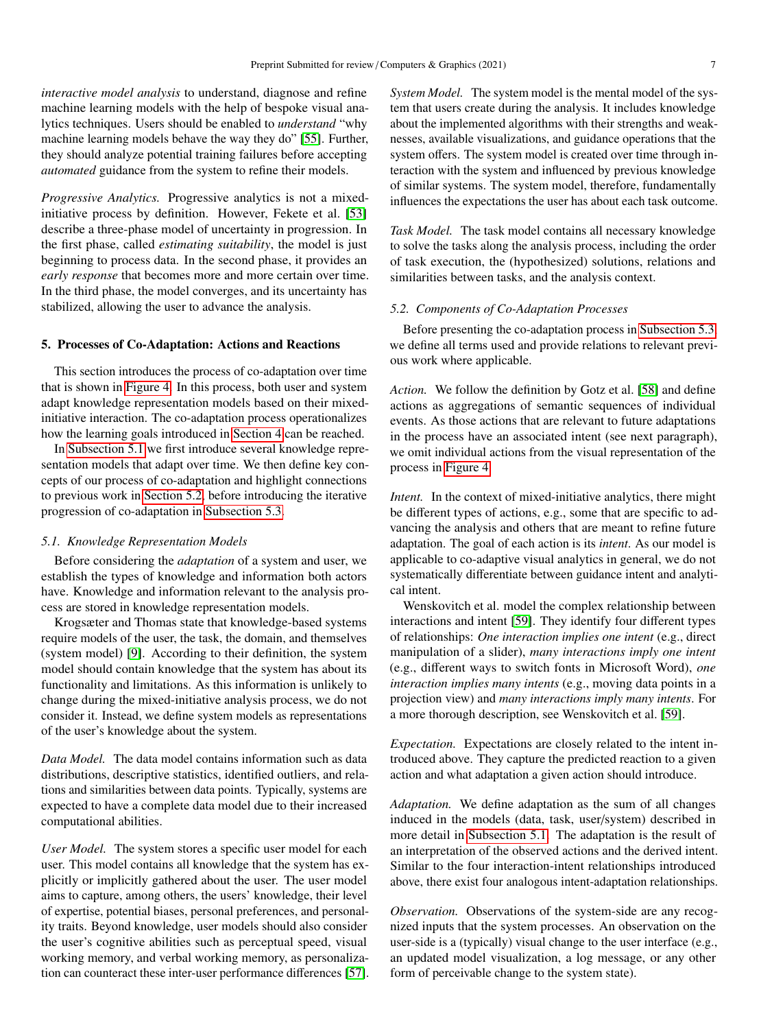*interactive model analysis* to understand, diagnose and refine machine learning models with the help of bespoke visual analytics techniques. Users should be enabled to *understand* "why machine learning models behave the way they do" [55]. Further, they should analyze potential training failures before accepting *automated* guidance from the system to refine their models.

*Progressive Analytics.* Progressive analytics is not a mixed-initiative process by definition. However, Fekete et al. [53] describe a three-phase model of uncertainty in progression. In the first phase, called *estimating suitability*, the model is just beginning to process data. In the second phase, it provides an *early response* that becomes more and more certain over time. In the third phase, the model converges, and its uncertainty has stabilized, allowing the user to advance the analysis.

## 5. Processes of Co-Adaptation: Actions and Reactions

This section introduces the process of co-adaptation over time that is shown in Figure 4. In this process, both user and system adapt knowledge representation models based on their mixed-initiative interaction. The co-adaptation process operationalizes how the learning goals introduced in Section 4 can be reached.

In Subsection 5.1 we first introduce several knowledge representation models that adapt over time. We then define key concepts of our process of co-adaptation and highlight connections to previous work in Section 5.2, before introducing the iterative progression of co-adaptation in Subsection 5.3.

### 5.1. Knowledge Representation Models

Before considering the *adaptation* of a system and user, we establish the types of knowledge and information both actors have. Knowledge and information relevant to the analysis process are stored in knowledge representation models.

Krogsæter and Thomas state that knowledge-based systems require models of the user, the task, the domain, and themselves (system model) [9]. According to their definition, the system model should contain knowledge that the system has about its functionality and limitations. As this information is unlikely to change during the mixed-initiative analysis process, we do not consider it. Instead, we define system models as representations of the user's knowledge about the system.

*Data Model.* The data model contains information such as data distributions, descriptive statistics, identified outliers, and relations and similarities between data points. Typically, systems are expected to have a complete data model due to their increased computational abilities.

*User Model.* The system stores a specific user model for each user. This model contains all knowledge that the system has explicitly or implicitly gathered about the user. The user model aims to capture, among others, the users' knowledge, their level of expertise, potential biases, personal preferences, and personality traits. Beyond knowledge, user models should also consider the user's cognitive abilities such as perceptual speed, visual working memory, and verbal working memory, as personalization can counteract these inter-user performance differences [57].

*System Model.* The system model is the mental model of the system that users create during the analysis. It includes knowledge about the implemented algorithms with their strengths and weaknesses, available visualizations, and guidance operations that the system offers. The system model is created over time through interaction with the system and influenced by previous knowledge of similar systems. The system model, therefore, fundamentally influences the expectations the user has about each task outcome.

*Task Model.* The task model contains all necessary knowledge to solve the tasks along the analysis process, including the order of task execution, the (hypothesized) solutions, relations and similarities between tasks, and the analysis context.

### 5.2. Components of Co-Adaptation Processes

Before presenting the co-adaptation process in Subsection 5.3 we define all terms used and provide relations to relevant previous work where applicable.

*Action.* We follow the definition by Gotz et al. [58] and define actions as aggregations of semantic sequences of individual events. As those actions that are relevant to future adaptations in the process have an associated intent (see next paragraph), we omit individual actions from the visual representation of the process in Figure 4.

*Intent.* In the context of mixed-initiative analytics, there might be different types of actions, e.g., some that are specific to advancing the analysis and others that are meant to refine future adaptation. The goal of each action is its *intent*. As our model is applicable to co-adaptive visual analytics in general, we do not systematically differentiate between guidance intent and analytical intent.

Wenskovitch et al. model the complex relationship between interactions and intent [59]. They identify four different types of relationships: *One interaction implies one intent* (e.g., direct manipulation of a slider), *many interactions imply one intent* (e.g., different ways to switch fonts in Microsoft Word), *one interaction implies many intents* (e.g., moving data points in a projection view) and *many interactions imply many intents*. For a more thorough description, see Wenskovitch et al. [59].

*Expectation.* Expectations are closely related to the intent introduced above. They capture the predicted reaction to a given action and what adaptation a given action should introduce.

*Adaptation.* We define adaptation as the sum of all changes induced in the models (data, task, user/system) described in more detail in Subsection 5.1. The adaptation is the result of an interpretation of the observed actions and the derived intent. Similar to the four interaction-intent relationships introduced above, there exist four analogous intent-adaptation relationships.

*Observation.* Observations of the system-side are any recognized inputs that the system processes. An observation on the user-side is a (typically) visual change to the user interface (e.g., an updated model visualization, a log message, or any other form of perceivable change to the system state).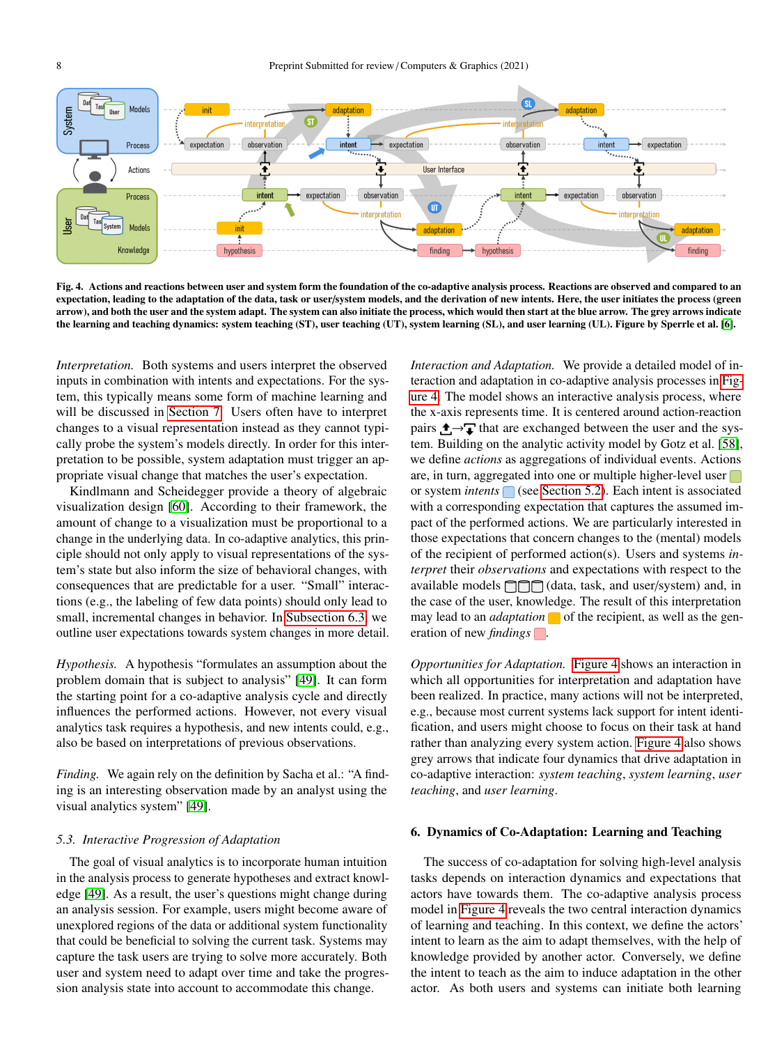Fig. 4. **Actions and reactions between user and system form the foundation of the co-adaptive analysis process. Reactions are observed and compared to an expectation, leading to the adaptation of the data, task or user/system models, and the derivation of new intents. Here, the user initiates the process (green arrow), and both the user and the system adapt. The system can also initiate the process, which would then start at the blue arrow. The grey arrows indicate the learning and teaching dynamics: system teaching (ST), user teaching (UT), system learning (SL), and user learning (UL). Figure by Sperrle et al. [6].**

*Interpretation.* Both systems and users interpret the observed inputs in combination with intents and expectations. For the system, this typically means some form of machine learning and will be discussed in Section 7. Users often have to interpret changes to a visual representation instead as they cannot typically probe the system's models directly. In order for this interpretation to be possible, system adaptation must trigger an appropriate visual change that matches the user's expectation.

Kindlmann and Scheidegger provide a theory of algebraic visualization design [60]. According to their framework, the amount of change to a visualization must be proportional to a change in the underlying data. In co-adaptive analytics, this principle should not only apply to visual representations of the system's state but also inform the size of behavioral changes, with consequences that are predictable for a user. "Small" interactions (e.g., the labeling of few data points) should only lead to small, incremental changes in behavior. In Subsection 6.3 we outline user expectations towards system changes in more detail.

*Hypothesis.* A hypothesis "formulates an assumption about the problem domain that is subject to analysis" [49]. It can form the starting point for a co-adaptive analysis cycle and directly influences the performed actions. However, not every visual analytics task requires a hypothesis, and new intents could, e.g., also be based on interpretations of previous observations.

*Finding.* We again rely on the definition by Sacha et al.: "A finding is an interesting observation made by an analyst using the visual analytics system" [49].

### 5.3. Interactive Progression of Adaptation

The goal of visual analytics is to incorporate human intuition in the analysis process to generate hypotheses and extract knowledge [49]. As a result, the user's questions might change during an analysis session. For example, users might become aware of unexplored regions of the data or additional system functionality that could be beneficial to solving the current task. Systems may capture the task users are trying to solve more accurately. Both user and system need to adapt over time and take the progression analysis state into account to accommodate this change.

*Interaction and Adaptation.* We provide a detailed model of interaction and adaptation in co-adaptive analysis processes in Figure 4. The model shows an interactive analysis process, where the x-axis represents time. It is centered around action-reaction pairs that are exchanged between the user and the system. Building on the analytic activity model by Gotz et al. [58], we define *actions* as aggregations of individual events. Actions are, in turn, aggregated into one or multiple higher-level user or system *intents* (see Section 5.2). Each intent is associated with a corresponding expectation that captures the assumed impact of the performed actions. We are particularly interested in those expectations that concern changes to the (mental) models of the recipient of performed action(s). Users and systems *interpret* their *observations* and expectations with respect to the available models (data, task, and user/system) and, in the case of the user, knowledge. The result of this interpretation may lead to an *adaptation* of the recipient, as well as the generation of new *findings*.

*Opportunities for Adaptation.* Figure 4 shows an interaction in which all opportunities for interpretation and adaptation have been realized. In practice, many actions will not be interpreted, e.g., because most current systems lack support for intent identification, and users might choose to focus on their task at hand rather than analyzing every system action. Figure 4 also shows grey arrows that indicate four dynamics that drive adaptation in co-adaptive interaction: *system teaching*, *system learning*, *user teaching*, and *user learning*.

## 6. Dynamics of Co-Adaptation: Learning and Teaching

The success of co-adaptation for solving high-level analysis tasks depends on interaction dynamics and expectations that actors have towards them. The co-adaptive analysis process model in Figure 4 reveals the two central interaction dynamics of learning and teaching. In this context, we define the actors' intent to learn as the aim to adapt themselves, with the help of knowledge provided by another actor. Conversely, we define the intent to teach as the aim to induce adaptation in the other actor. As both users and systems can initiate both learning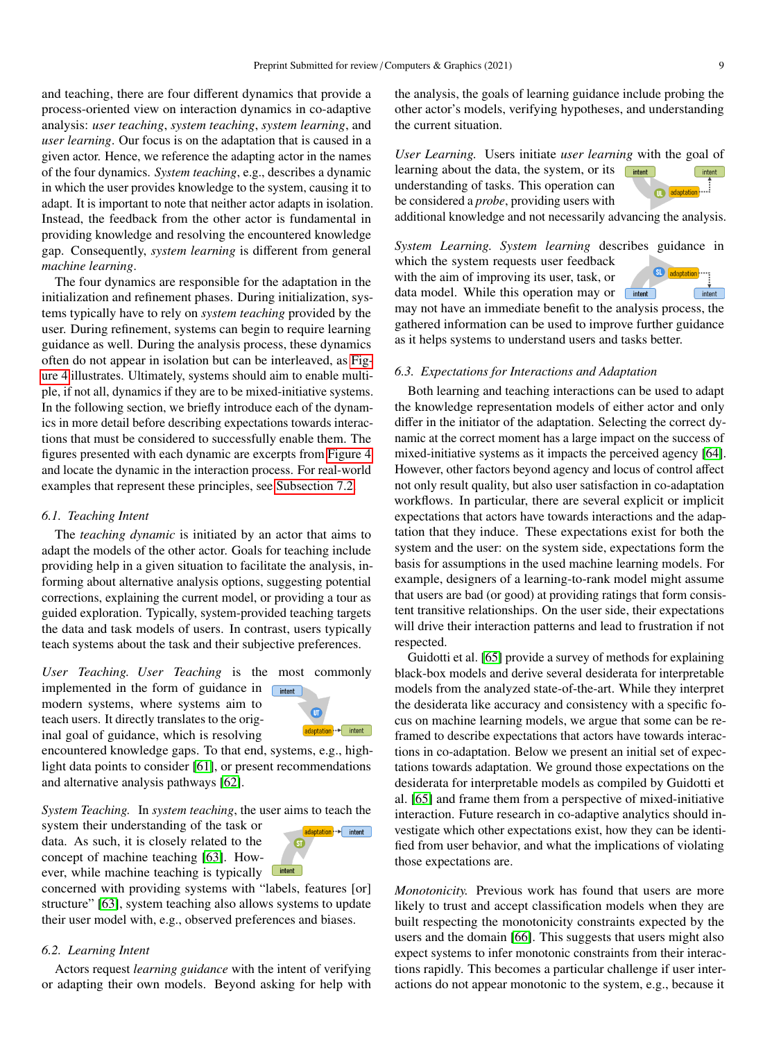and teaching, there are four different dynamics that provide a process-oriented view on interaction dynamics in co-adaptive analysis: *user teaching*, *system teaching*, *system learning*, and *user learning*. Our focus is on the adaptation that is caused in a given actor. Hence, we reference the adapting actor in the names of the four dynamics. *System teaching*, e.g., describes a dynamic in which the user provides knowledge to the system, causing it to adapt. It is important to note that neither actor adapts in isolation. Instead, the feedback from the other actor is fundamental in providing knowledge and resolving the encountered knowledge gap. Consequently, *system learning* is different from general *machine learning*.

The four dynamics are responsible for the adaptation in the initialization and refinement phases. During initialization, systems typically have to rely on *system teaching* provided by the user. During refinement, systems can begin to require learning guidance as well. During the analysis process, these dynamics often do not appear in isolation but can be interleaved, as Figure 4 illustrates. Ultimately, systems should aim to enable multiple, if not all, dynamics if they are to be mixed-initiative systems. In the following section, we briefly introduce each of the dynamics in more detail before describing expectations towards interactions that must be considered to successfully enable them. The figures presented with each dynamic are excerpts from Figure 4 and locate the dynamic in the interaction process. For real-world examples that represent these principles, see Subsection 7.2.

### 6.1. Teaching Intent

The *teaching dynamic* is initiated by an actor that aims to adapt the models of the other actor. Goals for teaching include providing help in a given situation to facilitate the analysis, informing about alternative analysis options, suggesting potential corrections, explaining the current model, or providing a tour as guided exploration. Typically, system-provided teaching targets the data and task models of users. In contrast, users typically teach systems about the task and their subjective preferences.

*User Teaching.* *User Teaching* is the most commonly implemented in the form of guidance in modern systems, where systems aim to teach users. It directly translates to the original goal of guidance, which is resolving encountered knowledge gaps. To that end, systems, e.g., highlight data points to consider [61], or present recommendations and alternative analysis pathways [62].

*System Teaching.* In *system teaching*, the user aims to teach the system their understanding of the task or data. As such, it is closely related to the concept of machine teaching [63]. However, while machine teaching is typically concerned with providing systems with “labels, features [or] structure” [63], system teaching also allows systems to update their user model with, e.g., observed preferences and biases.

### 6.2. Learning Intent

Actors request *learning guidance* with the intent of verifying or adapting their own models. Beyond asking for help with the analysis, the goals of learning guidance include probing the other actor's models, verifying hypotheses, and understanding the current situation.

*User Learning.* Users initiate *user learning* with the goal of learning about the data, the system, or its understanding of tasks. This operation can be considered a *probe*, providing users with additional knowledge and not necessarily advancing the analysis.

*System Learning.* *System learning* describes guidance in which the system requests user feedback with the aim of improving its user, task, or data model. While this operation may or may not have an immediate benefit to the analysis process, the gathered information can be used to improve further guidance as it helps systems to understand users and tasks better.

### 6.3. Expectations for Interactions and Adaptation

Both learning and teaching interactions can be used to adapt the knowledge representation models of either actor and only differ in the initiator of the adaptation. Selecting the correct dynamic at the correct moment has a large impact on the success of mixed-initiative systems as it impacts the perceived agency [64]. However, other factors beyond agency and locus of control affect not only result quality, but also user satisfaction in co-adaptation workflows. In particular, there are several explicit or implicit expectations that actors have towards interactions and the adaptation that they induce. These expectations exist for both the system and the user: on the system side, expectations form the basis for assumptions in the used machine learning models. For example, designers of a learning-to-rank model might assume that users are bad (or good) at providing ratings that form consistent transitive relationships. On the user side, their expectations will drive their interaction patterns and lead to frustration if not respected.

Guidotti et al. [65] provide a survey of methods for explaining black-box models and derive several desiderata for interpretable models from the analyzed state-of-the-art. While they interpret the desiderata like accuracy and consistency with a specific focus on machine learning models, we argue that some can be reframed to describe expectations that actors have towards interactions in co-adaptation. Below we present an initial set of expectations towards adaptation. We ground those expectations on the desiderata for interpretable models as compiled by Guidotti et al. [65] and frame them from a perspective of mixed-initiative interaction. Future research in co-adaptive analytics should investigate which other expectations exist, how they can be identified from user behavior, and what the implications of violating those expectations are.

*Monotonicity.* Previous work has found that users are more likely to trust and accept classification models when they are built respecting the monotonicity constraints expected by the users and the domain [66]. This suggests that users might also expect systems to infer monotonic constraints from their interactions rapidly. This becomes a particular challenge if user interactions do not appear monotonic to the system, e.g., because it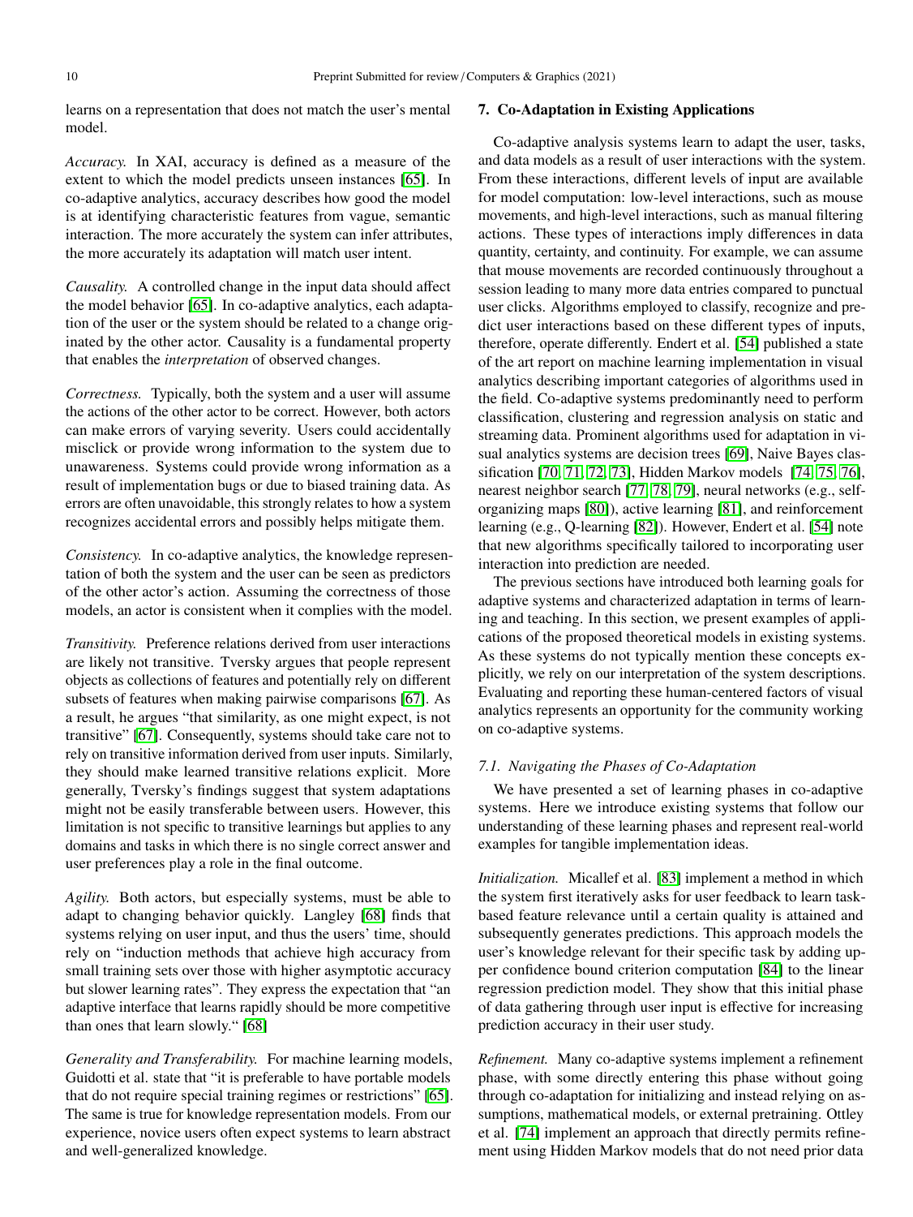learns on a representation that does not match the user's mental model.

*Accuracy.* In XAI, accuracy is defined as a measure of the extent to which the model predicts unseen instances [65]. In co-adaptive analytics, accuracy describes how good the model is at identifying characteristic features from vague, semantic interaction. The more accurately the system can infer attributes, the more accurately its adaptation will match user intent.

*Causality.* A controlled change in the input data should affect the model behavior [65]. In co-adaptive analytics, each adaptation of the user or the system should be related to a change originated by the other actor. Causality is a fundamental property that enables the *interpretation* of observed changes.

*Correctness.* Typically, both the system and a user will assume the actions of the other actor to be correct. However, both actors can make errors of varying severity. Users could accidentally misclick or provide wrong information to the system due to unawareness. Systems could provide wrong information as a result of implementation bugs or due to biased training data. As errors are often unavoidable, this strongly relates to how a system recognizes accidental errors and possibly helps mitigate them.

*Consistency.* In co-adaptive analytics, the knowledge representation of both the system and the user can be seen as predictors of the other actor's action. Assuming the correctness of those models, an actor is consistent when it complies with the model.

*Transitivity.* Preference relations derived from user interactions are likely not transitive. Tversky argues that people represent objects as collections of features and potentially rely on different subsets of features when making pairwise comparisons [67]. As a result, he argues "that similarity, as one might expect, is not transitive" [67]. Consequently, systems should take care not to rely on transitive information derived from user inputs. Similarly, they should make learned transitive relations explicit. More generally, Tversky's findings suggest that system adaptations might not be easily transferable between users. However, this limitation is not specific to transitive learnings but applies to any domains and tasks in which there is no single correct answer and user preferences play a role in the final outcome.

*Agility.* Both actors, but especially systems, must be able to adapt to changing behavior quickly. Langley [68] finds that systems relying on user input, and thus the users' time, should rely on "induction methods that achieve high accuracy from small training sets over those with higher asymptotic accuracy but slower learning rates". They express the expectation that "an adaptive interface that learns rapidly should be more competitive than ones that learn slowly." [68]

*Generality and Transferability.* For machine learning models, Guidotti et al. state that "it is preferable to have portable models that do not require special training regimes or restrictions" [65]. The same is true for knowledge representation models. From our experience, novice users often expect systems to learn abstract and well-generalized knowledge.

## 7. Co-Adaptation in Existing Applications

Co-adaptive analysis systems learn to adapt the user, tasks, and data models as a result of user interactions with the system. From these interactions, different levels of input are available for model computation: low-level interactions, such as mouse movements, and high-level interactions, such as manual filtering actions. These types of interactions imply differences in data quantity, certainty, and continuity. For example, we can assume that mouse movements are recorded continuously throughout a session leading to many more data entries compared to punctual user clicks. Algorithms employed to classify, recognize and predict user interactions based on these different types of inputs, therefore, operate differently. Endert et al. [54] published a state of the art report on machine learning implementation in visual analytics describing important categories of algorithms used in the field. Co-adaptive systems predominantly need to perform classification, clustering and regression analysis on static and streaming data. Prominent algorithms used for adaptation in visual analytics systems are decision trees [69], Naive Bayes classification [70, 71, 72, 73], Hidden Markov models [74, 75, 76], nearest neighbor search [77, 78, 79], neural networks (e.g., self-organizing maps [80]), active learning [81], and reinforcement learning (e.g., Q-learning [82]). However, Endert et al. [54] note that new algorithms specifically tailored to incorporating user interaction into prediction are needed.

The previous sections have introduced both learning goals for adaptive systems and characterized adaptation in terms of learning and teaching. In this section, we present examples of applications of the proposed theoretical models in existing systems. As these systems do not typically mention these concepts explicitly, we rely on our interpretation of the system descriptions. Evaluating and reporting these human-centered factors of visual analytics represents an opportunity for the community working on co-adaptive systems.

### 7.1. Navigating the Phases of Co-Adaptation

We have presented a set of learning phases in co-adaptive systems. Here we introduce existing systems that follow our understanding of these learning phases and represent real-world examples for tangible implementation ideas.

*Initialization.* Micallef et al. [83] implement a method in which the system first iteratively asks for user feedback to learn task-based feature relevance until a certain quality is attained and subsequently generates predictions. This approach models the user's knowledge relevant for their specific task by adding upper confidence bound criterion computation [84] to the linear regression prediction model. They show that this initial phase of data gathering through user input is effective for increasing prediction accuracy in their user study.

*Refinement.* Many co-adaptive systems implement a refinement phase, with some directly entering this phase without going through co-adaptation for initializing and instead relying on assumptions, mathematical models, or external pretraining. Ottley et al. [74] implement an approach that directly permits refinement using Hidden Markov models that do not need prior data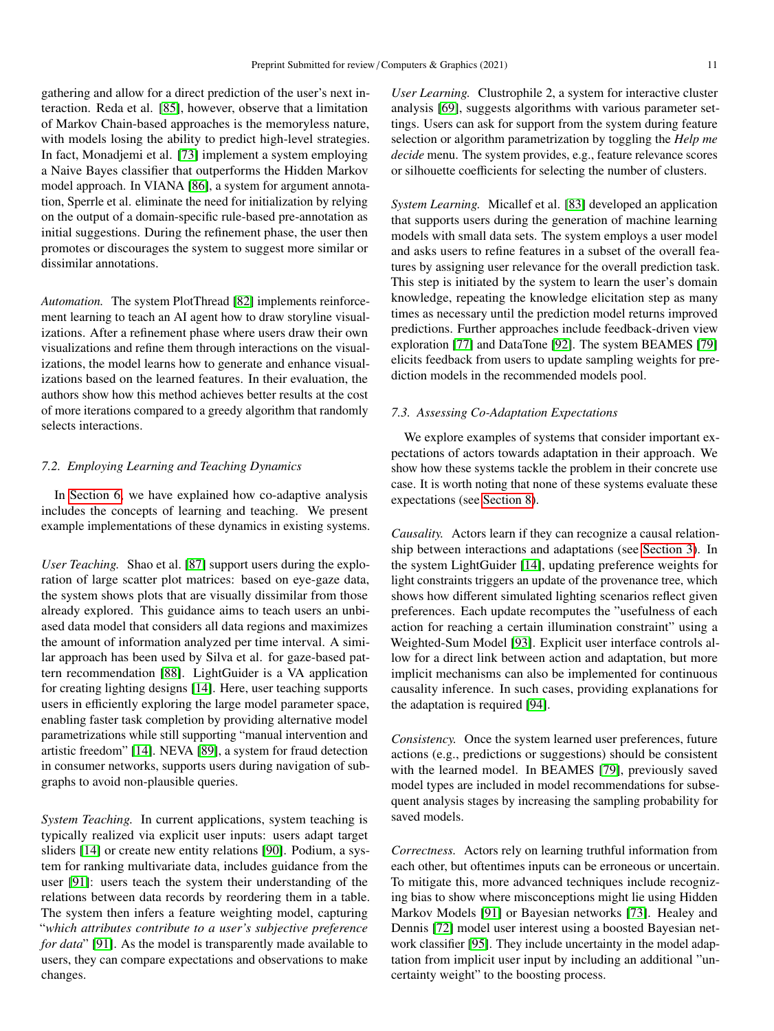gathering and allow for a direct prediction of the user's next interaction. Reda et al. [85], however, observe that a limitation of Markov Chain-based approaches is the memoryless nature, with models losing the ability to predict high-level strategies. In fact, Monadjemi et al. [73] implement a system employing a Naive Bayes classifier that outperforms the Hidden Markov model approach. In VIANA [86], a system for argument annotation, Sperrle et al. eliminate the need for initialization by relying on the output of a domain-specific rule-based pre-annotation as initial suggestions. During the refinement phase, the user then promotes or discourages the system to suggest more similar or dissimilar annotations.

*Automation.* The system PlotThread [82] implements reinforcement learning to teach an AI agent how to draw storyline visualizations. After a refinement phase where users draw their own visualizations and refine them through interactions on the visualizations, the model learns how to generate and enhance visualizations based on the learned features. In their evaluation, the authors show how this method achieves better results at the cost of more iterations compared to a greedy algorithm that randomly selects interactions.

### 7.2. Employing Learning and Teaching Dynamics

In Section 6, we have explained how co-adaptive analysis includes the concepts of learning and teaching. We present example implementations of these dynamics in existing systems.

*User Teaching.* Shao et al. [87] support users during the exploration of large scatter plot matrices: based on eye-gaze data, the system shows plots that are visually dissimilar from those already explored. This guidance aims to teach users an unbiased data model that considers all data regions and maximizes the amount of information analyzed per time interval. A similar approach has been used by Silva et al. for gaze-based pattern recommendation [88]. LightGuider is a VA application for creating lighting designs [14]. Here, user teaching supports users in efficiently exploring the large model parameter space, enabling faster task completion by providing alternative model parametrizations while still supporting "manual intervention and artistic freedom" [14]. NEVA [89], a system for fraud detection in consumer networks, supports users during navigation of subgraphs to avoid non-plausible queries.

*System Teaching.* In current applications, system teaching is typically realized via explicit user inputs: users adapt target sliders [14] or create new entity relations [90]. Podium, a system for ranking multivariate data, includes guidance from the user [91]: users teach the system their understanding of the relations between data records by reordering them in a table. The system then infers a feature weighting model, capturing "*which attributes contribute to a user's subjective preference for data*" [91]. As the model is transparently made available to users, they can compare expectations and observations to make changes.

*User Learning.* Clustrophile 2, a system for interactive cluster analysis [69], suggests algorithms with various parameter settings. Users can ask for support from the system during feature selection or algorithm parametrization by toggling the *Help me decide* menu. The system provides, e.g., feature relevance scores or silhouette coefficients for selecting the number of clusters.

*System Learning.* Micallef et al. [83] developed an application that supports users during the generation of machine learning models with small data sets. The system employs a user model and asks users to refine features in a subset of the overall features by assigning user relevance for the overall prediction task. This step is initiated by the system to learn the user's domain knowledge, repeating the knowledge elicitation step as many times as necessary until the prediction model returns improved predictions. Further approaches include feedback-driven view exploration [77] and DataTone [92]. The system BEAMES [79] elicits feedback from users to update sampling weights for prediction models in the recommended models pool.

### 7.3. Assessing Co-Adaptation Expectations

We explore examples of systems that consider important expectations of actors towards adaptation in their approach. We show how these systems tackle the problem in their concrete use case. It is worth noting that none of these systems evaluate these expectations (see Section 8).

*Causality.* Actors learn if they can recognize a causal relationship between interactions and adaptations (see Section 3). In the system LightGuider [14], updating preference weights for light constraints triggers an update of the provenance tree, which shows how different simulated lighting scenarios reflect given preferences. Each update recomputes the "usefulness of each action for reaching a certain illumination constraint" using a Weighted-Sum Model [93]. Explicit user interface controls allow for a direct link between action and adaptation, but more implicit mechanisms can also be implemented for continuous causality inference. In such cases, providing explanations for the adaptation is required [94].

*Consistency.* Once the system learned user preferences, future actions (e.g., predictions or suggestions) should be consistent with the learned model. In BEAMES [79], previously saved model types are included in model recommendations for subsequent analysis stages by increasing the sampling probability for saved models.

*Correctness.* Actors rely on learning truthful information from each other, but oftentimes inputs can be erroneous or uncertain. To mitigate this, more advanced techniques include recognizing bias to show where misconceptions might lie using Hidden Markov Models [91] or Bayesian networks [73]. Healey and Dennis [72] model user interest using a boosted Bayesian network classifier [95]. They include uncertainty in the model adaptation from implicit user input by including an additional "uncertainty weight" to the boosting process.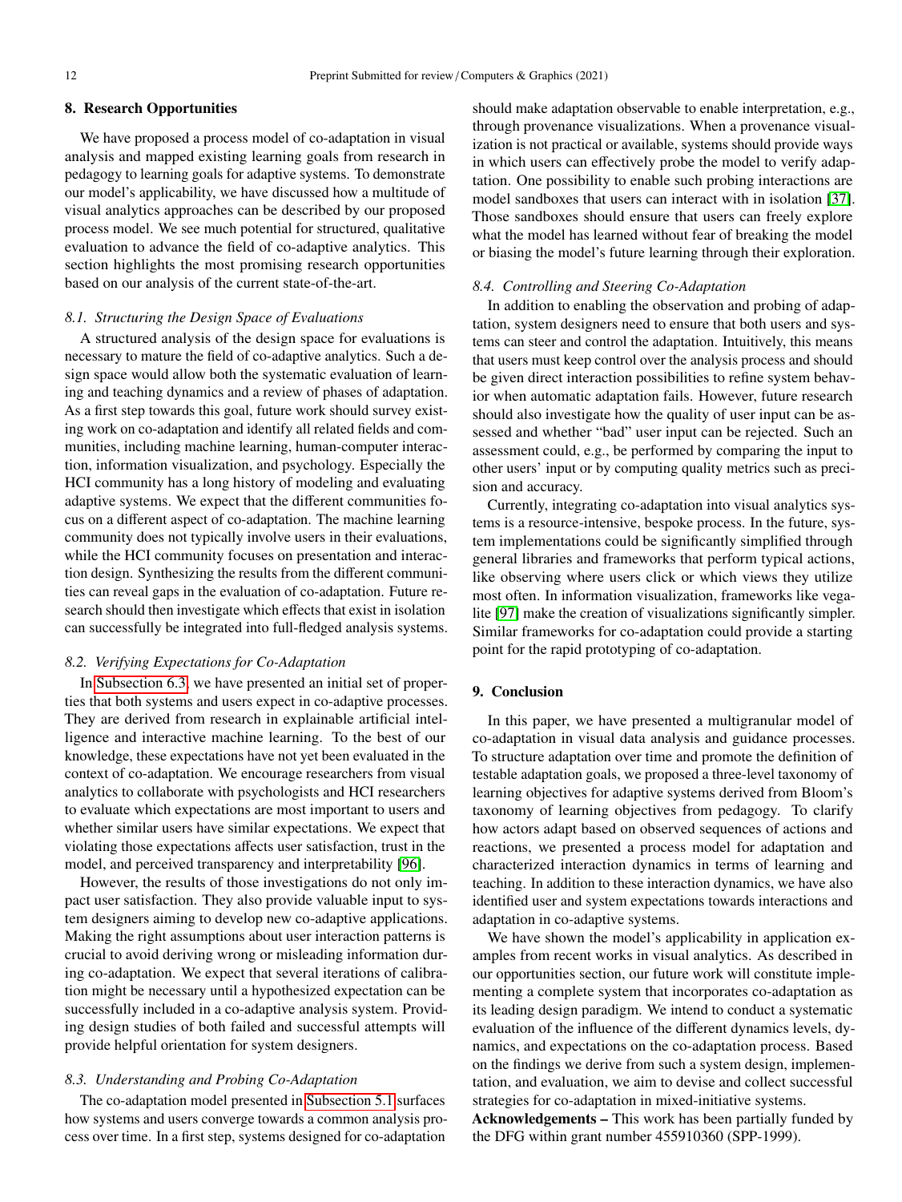## 8. Research Opportunities

We have proposed a process model of co-adaptation in visual analysis and mapped existing learning goals from research in pedagogy to learning goals for adaptive systems. To demonstrate our model's applicability, we have discussed how a multitude of visual analytics approaches can be described by our proposed process model. We see much potential for structured, qualitative evaluation to advance the field of co-adaptive analytics. This section highlights the most promising research opportunities based on our analysis of the current state-of-the-art.

### 8.1. Structuring the Design Space of Evaluations

A structured analysis of the design space for evaluations is necessary to mature the field of co-adaptive analytics. Such a design space would allow both the systematic evaluation of learning and teaching dynamics and a review of phases of adaptation. As a first step towards this goal, future work should survey existing work on co-adaptation and identify all related fields and communities, including machine learning, human-computer interaction, information visualization, and psychology. Especially the HCI community has a long history of modeling and evaluating adaptive systems. We expect that the different communities focus on a different aspect of co-adaptation. The machine learning community does not typically involve users in their evaluations, while the HCI community focuses on presentation and interaction design. Synthesizing the results from the different communities can reveal gaps in the evaluation of co-adaptation. Future research should then investigate which effects that exist in isolation can successfully be integrated into full-fledged analysis systems.

### 8.2. Verifying Expectations for Co-Adaptation

In Subsection 6.3, we have presented an initial set of properties that both systems and users expect in co-adaptive processes. They are derived from research in explainable artificial intelligence and interactive machine learning. To the best of our knowledge, these expectations have not yet been evaluated in the context of co-adaptation. We encourage researchers from visual analytics to collaborate with psychologists and HCI researchers to evaluate which expectations are most important to users and whether similar users have similar expectations. We expect that violating those expectations affects user satisfaction, trust in the model, and perceived transparency and interpretability [96].

However, the results of those investigations do not only impact user satisfaction. They also provide valuable input to system designers aiming to develop new co-adaptive applications. Making the right assumptions about user interaction patterns is crucial to avoid deriving wrong or misleading information during co-adaptation. We expect that several iterations of calibration might be necessary until a hypothesized expectation can be successfully included in a co-adaptive analysis system. Providing design studies of both failed and successful attempts will provide helpful orientation for system designers.

### 8.3. Understanding and Probing Co-Adaptation

The co-adaptation model presented in Subsection 5.1 surfaces how systems and users converge towards a common analysis process over time. In a first step, systems designed for co-adaptation should make adaptation observable to enable interpretation, e.g., through provenance visualizations. When a provenance visualization is not practical or available, systems should provide ways in which users can effectively probe the model to verify adaptation. One possibility to enable such probing interactions are model sandboxes that users can interact with in isolation [37]. Those sandboxes should ensure that users can freely explore what the model has learned without fear of breaking the model or biasing the model's future learning through their exploration.

### 8.4. Controlling and Steering Co-Adaptation

In addition to enabling the observation and probing of adaptation, system designers need to ensure that both users and systems can steer and control the adaptation. Intuitively, this means that users must keep control over the analysis process and should be given direct interaction possibilities to refine system behavior when automatic adaptation fails. However, future research should also investigate how the quality of user input can be assessed and whether "bad" user input can be rejected. Such an assessment could, e.g., be performed by comparing the input to other users' input or by computing quality metrics such as precision and accuracy.

Currently, integrating co-adaptation into visual analytics systems is a resource-intensive, bespoke process. In the future, system implementations could be significantly simplified through general libraries and frameworks that perform typical actions, like observing where users click or which views they utilize most often. In information visualization, frameworks like vega-lite [97] make the creation of visualizations significantly simpler. Similar frameworks for co-adaptation could provide a starting point for the rapid prototyping of co-adaptation.

## 9. Conclusion

In this paper, we have presented a multigranular model of co-adaptation in visual data analysis and guidance processes. To structure adaptation over time and promote the definition of testable adaptation goals, we proposed a three-level taxonomy of learning objectives for adaptive systems derived from Bloom's taxonomy of learning objectives from pedagogy. To clarify how actors adapt based on observed sequences of actions and reactions, we presented a process model for adaptation and characterized interaction dynamics in terms of learning and teaching. In addition to these interaction dynamics, we have also identified user and system expectations towards interactions and adaptation in co-adaptive systems.

We have shown the model's applicability in application examples from recent works in visual analytics. As described in our opportunities section, our future work will constitute implementing a complete system that incorporates co-adaptation as its leading design paradigm. We intend to conduct a systematic evaluation of the influence of the different dynamics levels, dynamics, and expectations on the co-adaptation process. Based on the findings we derive from such a system design, implementation, and evaluation, we aim to devise and collect successful strategies for co-adaptation in mixed-initiative systems.

**Acknowledgements –** This work has been partially funded by the DFG within grant number 455910360 (SPP-1999).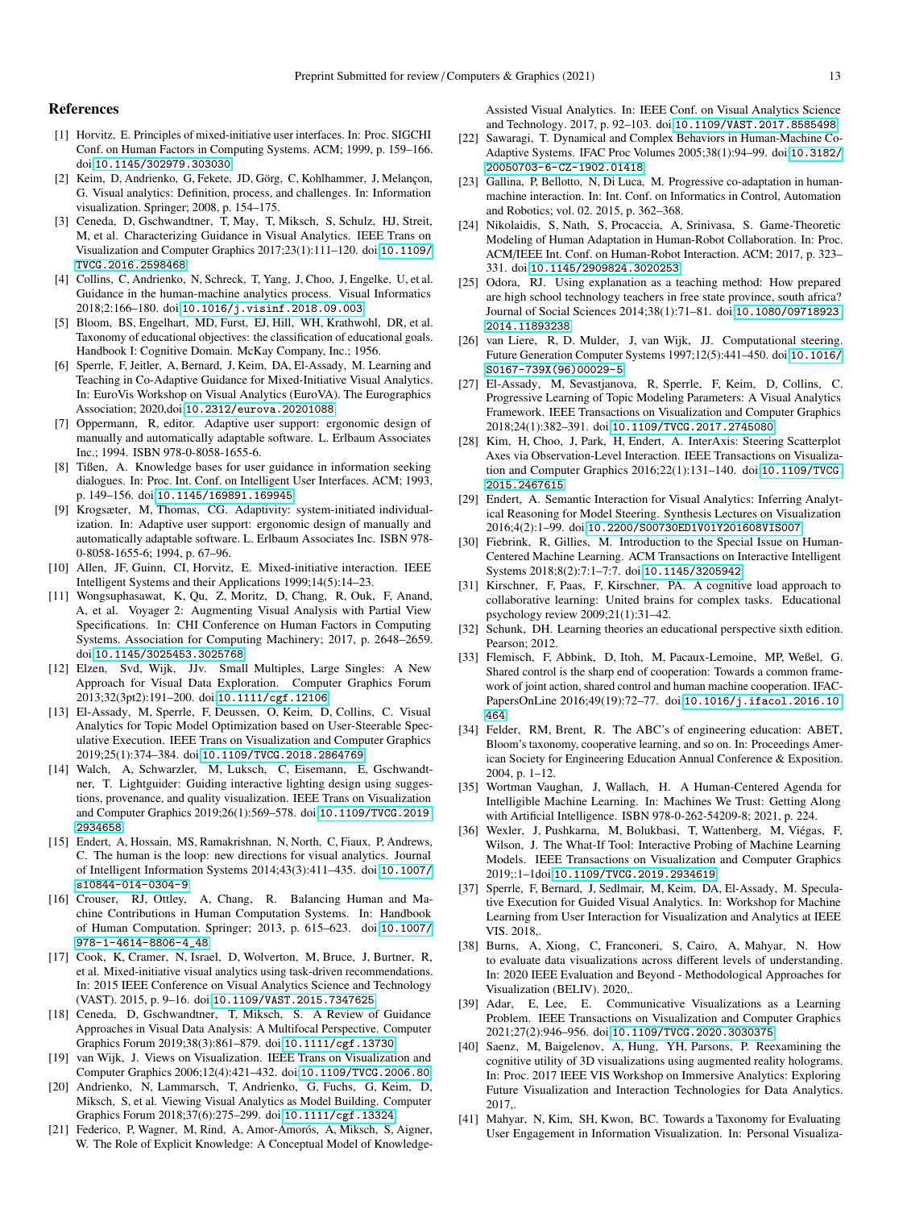## References

[1] Horvitz, E. Principles of mixed-initiative user interfaces. In: Proc. SIGCHI Conf. on Human Factors in Computing Systems. ACM; 1999, p. 159–166. doi10.1145/302979.303030.

[2] Keim, D, Andrienko, G, Fekete, JD, Görg, C, Kohlhammer, J, Melançon, G. Visual analytics: Definition, process, and challenges. In: Information visualization. Springer; 2008, p. 154–175.

[3] Ceneda, D, Gschwandtner, T, May, T, Miksch, S, Schulz, HJ, Streit, M, et al. Characterizing Guidance in Visual Analytics. IEEE Trans on Visualization and Computer Graphics 2017;23(1):111–120. doi10.1109/TVCG.2016.2598468.

[4] Collins, C, Andrienko, N, Schreck, T, Yang, J, Choo, J, Engelke, U, et al. Guidance in the human-machine analytics process. Visual Informatics 2018;2:166–180. doi10.1016/j.visinf.2018.09.003.

[5] Bloom, BS, Engelhart, MD, Furst, EJ, Hill, WH, Krathwohl, DR, et al. Taxonomy of educational objectives: the classification of educational goals. Handbook I: Cognitive Domain. McKay Company, Inc.; 1956.

[6] Sperrle, F, Jeitler, A, Bernard, J, Keim, DA, El-Assady, M. Learning and Teaching in Co-Adaptive Guidance for Mixed-Initiative Visual Analytics. In: EuroVis Workshop on Visual Analytics (EuroVA). The Eurographics Association; 2020,doi10.2312/eurova.20201088.

[7] Oppermann, R, editor. Adaptive user support: ergonomic design of manually and automatically adaptable software. L. Erlbaum Associates Inc.; 1994. ISBN 978-0-8058-1655-6.

[8] Tißen, A. Knowledge bases for user guidance in information seeking dialogues. In: Proc. Int. Conf. on Intelligent User Interfaces. ACM; 1993, p. 149–156. doi10.1145/169891.169945.

[9] Krogsæter, M, Thomas, CG. Adaptivity: system-initiated individualization. In: Adaptive user support: ergonomic design of manually and automatically adaptable software. L. Erlbaum Associates Inc. ISBN 978-0-8058-1655-6; 1994, p. 67–96.

[10] Allen, JF, Guinn, CI, Horvitz, E. Mixed-initiative interaction. IEEE Intelligent Systems and their Applications 1999;14(5):14–23.

[11] Wongsuphasawat, K, Qu, Z, Moritz, D, Chang, R, Ouk, F, Anand, A, et al. Voyager 2: Augmenting Visual Analysis with Partial View Specifications. In: CHI Conference on Human Factors in Computing Systems. Association for Computing Machinery; 2017, p. 2648–2659. doi10.1145/3025453.3025768.

[12] Elzen, Svd, Wijk, JJv. Small Multiples, Large Singles: A New Approach for Visual Data Exploration. Computer Graphics Forum 2013;32(3pt2):191–200. doi10.1111/cgf.12106.

[13] El-Assady, M, Sperrle, F, Deussen, O, Keim, D, Collins, C. Visual Analytics for Topic Model Optimization based on User-Steerable Speculative Execution. IEEE Trans on Visualization and Computer Graphics 2019;25(1):374–384. doi10.1109/TVCG.2018.2864769.

[14] Walch, A, Schwarzler, M, Luksch, C, Eisemann, E, Gschwandtner, T. Lightguider: Guiding interactive lighting design using suggestions, provenance, and quality visualization. IEEE Trans on Visualization and Computer Graphics 2019;26(1):569–578. doi10.1109/TVCG.2019.2934658.

[15] Endert, A, Hossain, MS, Ramakrishnan, N, North, C, Fiaux, P, Andrews, C. The human is the loop: new directions for visual analytics. Journal of Intelligent Information Systems 2014;43(3):411–435. doi10.1007/s10844-014-0304-9.

[16] Crouser, RJ, Ottley, A, Chang, R. Balancing Human and Machine Contributions in Human Computation Systems. In: Handbook of Human Computation. Springer; 2013, p. 615–623. doi10.1007/978-1-4614-8806-4_48.

[17] Cook, K, Cramer, N, Israel, D, Wolverton, M, Bruce, J, Burtner, R, et al. Mixed-initiative visual analytics using task-driven recommendations. In: 2015 IEEE Conference on Visual Analytics Science and Technology (VAST). 2015, p. 9–16. doi10.1109/VAST.2015.7347625.

[18] Ceneda, D, Gschwandtner, T, Miksch, S. A Review of Guidance Approaches in Visual Data Analysis: A Multifocal Perspective. Computer Graphics Forum 2019;38(3):861–879. doi10.1111/cgf.13730.

[19] van Wijk, J. Views on Visualization. IEEE Trans on Visualization and Computer Graphics 2006;12(4):421–432. doi10.1109/TVCG.2006.80.

[20] Andrienko, N, Lammarsch, T, Andrienko, G, Fuchs, G, Keim, D, Miksch, S, et al. Viewing Visual Analytics as Model Building. Computer Graphics Forum 2018;37(6):275–299. doi10.1111/cgf.13324.

[21] Federico, P, Wagner, M, Rind, A, Amor-Amorós, A, Miksch, S, Aigner, W. The Role of Explicit Knowledge: A Conceptual Model of Knowledge-Assisted Visual Analytics. In: IEEE Conf. on Visual Analytics Science and Technology. 2017, p. 92–103. doi10.1109/VAST.2017.8585498.

[22] Sawaragi, T. Dynamical and Complex Behaviors in Human-Machine Co-Adaptive Systems. IFAC Proc Volumes 2005;38(1):94–99. doi10.3182/20050703-6-CZ-1902.01418.

[23] Gallina, P, Bellotto, N, Di Luca, M. Progressive co-adaptation in human-machine interaction. In: Int. Conf. on Informatics in Control, Automation and Robotics; vol. 02. 2015, p. 362–368.

[24] Nikolaidis, S, Nath, S, Procaccia, A, Srinivasa, S. Game-Theoretic Modeling of Human Adaptation in Human-Robot Collaboration. In: Proc. ACM/IEEE Int. Conf. on Human-Robot Interaction. ACM; 2017, p. 323–331. doi10.1145/2909824.3020253.

[25] Odora, RJ. Using explanation as a teaching method: How prepared are high school technology teachers in free state province, south africa? Journal of Social Sciences 2014;38(1):71–81. doi10.1080/09718923.2014.11893238.

[26] van Liere, R, D. Mulder, J, van Wijk, JJ. Computational steering. Future Generation Computer Systems 1997;12(5):441–450. doi10.1016/S0167-739X(96)00029-5.

[27] El-Assady, M, Sevastjanova, R, Sperrle, F, Keim, D, Collins, C. Progressive Learning of Topic Modeling Parameters: A Visual Analytics Framework. IEEE Transactions on Visualization and Computer Graphics 2018;24(1):382–391. doi10.1109/TVCG.2017.2745080.

[28] Kim, H, Choo, J, Park, H, Endert, A. InterAxis: Steering Scatterplot Axes via Observation-Level Interaction. IEEE Transactions on Visualization and Computer Graphics 2016;22(1):131–140. doi10.1109/TVCG.2015.2467615.

[29] Endert, A. Semantic Interaction for Visual Analytics: Inferring Analytical Reasoning for Model Steering. Synthesis Lectures on Visualization 2016;4(2):1–99. doi10.2200/S00730ED1V01Y201608VIS007.

[30] Fiebrink, R, Gillies, M. Introduction to the Special Issue on Human-Centered Machine Learning. ACM Transactions on Interactive Intelligent Systems 2018;8(2):7:1–7:7. doi10.1145/3205942.

[31] Kirschner, F, Paas, F, Kirschner, PA. A cognitive load approach to collaborative learning: United brains for complex tasks. Educational psychology review 2009;21(1):31–42.

[32] Schunk, DH. Learning theories an educational perspective sixth edition. Pearson; 2012.

[33] Flemisch, F, Abbink, D, Itoh, M, Pacaux-Lemoine, MP, Weßel, G. Shared control is the sharp end of cooperation: Towards a common framework of joint action, shared control and human machine cooperation. IFAC-PapersOnLine 2016;49(19):72–77. doi10.1016/j.ifacol.2016.10.464.

[34] Felder, RM, Brent, R. The ABC's of engineering education: ABET, Bloom's taxonomy, cooperative learning, and so on. In: Proceedings American Society for Engineering Education Annual Conference & Exposition. 2004, p. 1–12.

[35] Wortman Vaughan, J, Wallach, H. A Human-Centered Agenda for Intelligible Machine Learning. In: Machines We Trust: Getting Along with Artificial Intelligence. ISBN 978-0-262-54209-8; 2021, p. 224.

[36] Wexler, J, Pushkarna, M, Bolukbasi, T, Wattenberg, M, Viégas, F, Wilson, J. The What-If Tool: Interactive Probing of Machine Learning Models. IEEE Transactions on Visualization and Computer Graphics 2019;:1–1doi10.1109/TVCG.2019.2934619.

[37] Sperrle, F, Bernard, J, Sedlmair, M, Keim, DA, El-Assady, M. Speculative Execution for Guided Visual Analytics. In: Workshop for Machine Learning from User Interaction for Visualization and Analytics at IEEE VIS. 2018,.

[38] Burns, A, Xiong, C, Franconeri, S, Cairo, A, Mahyar, N. How to evaluate data visualizations across different levels of understanding. In: 2020 IEEE Evaluation and Beyond - Methodological Approaches for Visualization (BELIV). 2020,.

[39] Adar, E, Lee, E. Communicative Visualizations as a Learning Problem. IEEE Transactions on Visualization and Computer Graphics 2021;27(2):946–956. doi10.1109/TVCG.2020.3030375.

[40] Saenz, M, Baigelenov, A, Hung, YH, Parsons, P. Reexamining the cognitive utility of 3D visualizations using augmented reality holograms. In: Proc. 2017 IEEE VIS Workshop on Immersive Analytics: Exploring Future Visualization and Interaction Technologies for Data Analytics. 2017,.

[41] Mahyar, N, Kim, SH, Kwon, BC. Towards a Taxonomy for Evaluating User Engagement in Information Visualization. In: Personal Visualiza-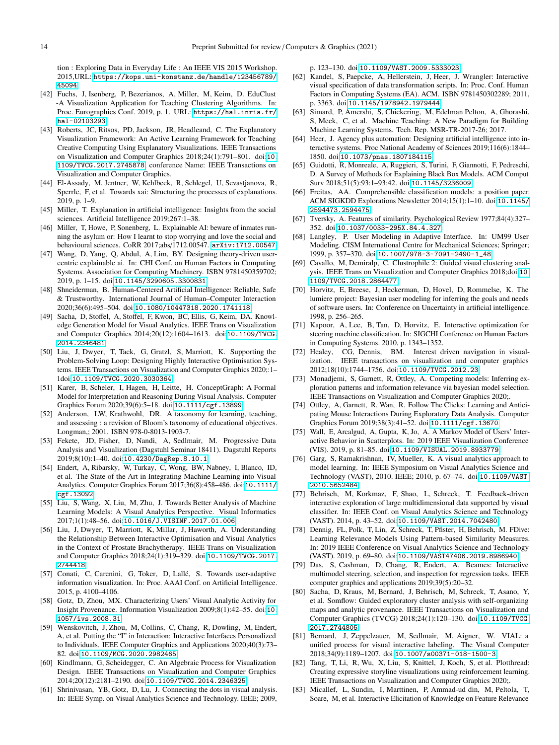tion : Exploring Data in Everyday Life : An IEEE VIS 2015 Workshop. 2015,URL: https://kops.uni-konstanz.de/handle/123456789/45094.

[42] Fuchs, J, Isenberg, P, Bezerianos, A, Miller, M, Keim, D. EduClust -A Visualization Application for Teaching Clustering Algorithms. In: Proc. Eurographics Conf. 2019, p. 1. URL: https://hal.inria.fr/hal-02103293.

[43] Roberts, JC, Ritsos, PD, Jackson, JR, Headleand, C. The Explanatory Visualization Framework: An Active Learning Framework for Teaching Creative Computing Using Explanatory Visualizations. IEEE Transactions on Visualization and Computer Graphics 2018;24(1):791–801. doi:10.1109/TVCG.2017.2745878; conference Name: IEEE Transactions on Visualization and Computer Graphics.

[44] El-Assady, M, Jentner, W, Kehlbeck, R, Schlegel, U, Sevastjanova, R, Sperrle, F, et al. Towards xai: Structuring the processes of explanations. 2019, p. 1–9.

[45] Miller, T. Explanation in artificial intelligence: Insights from the social sciences. Artificial Intelligence 2019;267:1–38.

[46] Miller, T, Howe, P, Sonenberg, L. Explainable AI: beware of inmates running the asylum or: How I learnt to stop worrying and love the social and behavioural sciences. CoRR 2017;abs/1712.00547. arXiv:1712.00547.

[47] Wang, D, Yang, Q, Abdul, A, Lim, BY. Designing theory-driven user-centric explainable ai. In: CHI Conf. on Human Factors in Computing Systems. Association for Computing Machinery. ISBN 9781450359702; 2019, p. 1–15. doi:10.1145/3290605.3300831.

[48] Shneiderman, B. Human-Centered Artificial Intelligence: Reliable, Safe & Trustworthy. International Journal of Human–Computer Interaction 2020;36(6):495–504. doi:10.1080/10447318.2020.1741118.

[49] Sacha, D, Stoffel, A, Stoffel, F, Kwon, BC, Ellis, G, Keim, DA. Knowledge Generation Model for Visual Analytics. IEEE Trans on Visualization and Computer Graphics 2014;20(12):1604–1613. doi:10.1109/TVCG.2014.2346481.

[50] Liu, J, Dwyer, T, Tack, G, Gratzl, S, Marriott, K. Supporting the Problem-Solving Loop: Designing Highly Interactive Optimisation Systems. IEEE Transactions on Visualization and Computer Graphics 2020;:1–1doi:10.1109/TVCG.2020.3030364.

[51] Karer, B, Scheler, I, Hagen, H, Leitte, H. ConceptGraph: A Formal Model for Interpretation and Reasoning During Visual Analysis. Computer Graphics Forum 2020;39(6):5–18. doi:10.1111/cgf.13899.

[52] Anderson, LW, Krathwohl, DR. A taxonomy for learning, teaching, and assessing : a revision of Bloom's taxonomy of educational objectives. Longman,; 2001. ISBN 978-0-8013-1903-7.

[53] Fekete, JD, Fisher, D, Nandi, A, Sedlmair, M. Progressive Data Analysis and Visualization (Dagstuhl Seminar 18411). Dagstuhl Reports 2019;8(10):1–40. doi:10.4230/DagRep.8.10.1.

[54] Endert, A, Ribarsky, W, Turkay, C, Wong, BW, Nabney, I, Blanco, ID, et al. The State of the Art in Integrating Machine Learning into Visual Analytics. Computer Graphics Forum 2017;36(8):458–486. doi:10.1111/cgf.13092.

[55] Liu, S, Wang, X, Liu, M, Zhu, J. Towards Better Analysis of Machine Learning Models: A Visual Analytics Perspective. Visual Informatics 2017;1(1):48–56. doi:10.1016/J.VISINF.2017.01.006.

[56] Liu, J, Dwyer, T, Marriott, K, Millar, J, Haworth, A. Understanding the Relationship Between Interactive Optimisation and Visual Analytics in the Context of Prostate Brachytherapy. IEEE Trans on Visualization and Computer Graphics 2018;24(1):319–329. doi:10.1109/TVCG.2017.2744418.

[57] Conati, C, Carenini, G, Toker, D, Lallé, S. Towards user-adaptive information visualization. In: Proc. AAAI Conf. on Artificial Intelligence. 2015, p. 4100–4106.

[58] Gotz, D, Zhou, MX. Characterizing Users' Visual Analytic Activity for Insight Provenance. Information Visualization 2009;8(1):42–55. doi:10.1057/ivs.2008.31.

[59] Wenskovitch, J, Zhou, M, Collins, C, Chang, R, Dowling, M, Endert, A, et al. Putting the "I" in Interaction: Interactive Interfaces Personalized to Individuals. IEEE Computer Graphics and Applications 2020;40(3):73–82. doi:10.1109/MCG.2020.2982465.

[60] Kindlmann, G, Scheidegger, C. An Algebraic Process for Visualization Design. IEEE Transactions on Visualization and Computer Graphics 2014;20(12):2181–2190. doi:10.1109/TVCG.2014.2346325.

[61] Shrinivasan, YB, Gotz, D, Lu, J. Connecting the dots in visual analysis. In: IEEE Symp. on Visual Analytics Science and Technology. IEEE; 2009, p. 123–130. doi:10.1109/VAST.2009.5333023.

[62] Kandel, S, Paepcke, A, Hellerstein, J, Heer, J. Wrangler: Interactive visual specification of data transformation scripts. In: Proc. Conf. Human Factors in Computing Systems (EA). ACM. ISBN 9781450302289; 2011, p. 3363. doi:10.1145/1978942.1979444.

[63] Simard, P, Amershi, S, Chickering, M, Edelman Pelton, A, Ghorashi, S, Meek, C, et al. Machine Teaching: A New Paradigm for Building Machine Learning Systems. Tech. Rep. MSR-TR-2017-26; 2017.

[64] Heer, J. Agency plus automation: Designing artificial intelligence into interactive systems. Proc National Academy of Sciences 2019;116(6):1844–1850. doi:10.1073/pnas.1807184115.

[65] Guidotti, R, Monreale, A, Ruggieri, S, Turini, F, Giannotti, F, Pedreschi, D. A Survey of Methods for Explaining Black Box Models. ACM Comput Surv 2018;51(5):93:1–93:42. doi:10.1145/3236009.

[66] Freitas, AA. Comprehensible classification models: a position paper. ACM SIGKDD Explorations Newsletter 2014;15(1):1–10. doi:10.1145/2594473.2594475.

[67] Tversky, A. Features of similarity. Psychological Review 1977;84(4):327–352. doi:10.1037/0033-295X.84.4.327.

[68] Langley, P. User Modeling in Adaptive Interface. In: UM99 User Modeling. CISM International Centre for Mechanical Sciences; Springer; 1999, p. 357–370. doi:10.1007/978-3-7091-2490-1_48.

[69] Cavallo, M, Demiralp, C. Clustrophile 2: Guided visual clustering analysis. IEEE Trans on Visualization and Computer Graphics 2018;doi:10.1109/TVCG.2018.2864477.

[70] Horvitz, E, Breese, J, Heckerman, D, Hovel, D, Rommelse, K. The lumiere project: Bayesian user modeling for inferring the goals and needs of software users. In: Conference on Uncertainty in artificial intelligence. 1998, p. 256–265.

[71] Kapoor, A, Lee, B, Tan, D, Horvitz, E. Interactive optimization for steering machine classification. In: SIGCHI Conference on Human Factors in Computing Systems. 2010, p. 1343–1352.

[72] Healey, CG, Dennis, BM. Interest driven navigation in visualization. IEEE transactions on visualization and computer graphics 2012;18(10):1744–1756. doi:10.1109/TVCG.2012.23.

[73] Monadjemi, S, Garnett, R, Ottley, A. Competing models: Inferring exploration patterns and information relevance via bayesian model selection. IEEE Transactions on Visualization and Computer Graphics 2020;.

[74] Ottley, A, Garnett, R, Wan, R. Follow The Clicks: Learning and Anticipating Mouse Interactions During Exploratory Data Analysis. Computer Graphics Forum 2019;38(3):41–52. doi:10.1111/cgf.13670.

[75] Wall, E, Arcalgud, A, Gupta, K, Jo, A. A Markov Model of Users' Interactive Behavior in Scatterplots. In: 2019 IEEE Visualization Conference (VIS). 2019, p. 81–85. doi:10.1109/VISUAL.2019.8933779.

[76] Garg, S, Ramakrishnan, IV, Mueller, K. A visual analytics approach to model learning. In: IEEE Symposium on Visual Analytics Science and Technology (VAST), 2010. IEEE; 2010, p. 67–74. doi:10.1109/VAST.2010.5652484.

[77] Behrisch, M, Korkmaz, F, Shao, L, Schreck, T. Feedback-driven interactive exploration of large multidimensional data supported by visual classifier. In: IEEE Conf. on Visual Analytics Science and Technology (VAST). 2014, p. 43–52. doi:10.1109/VAST.2014.7042480.

[78] Dennig, FL, Polk, T, Lin, Z, Schreck, T, Pfister, H, Behrisch, M. FDive: Learning Relevance Models Using Pattern-based Similarity Measures. In: 2019 IEEE Conference on Visual Analytics Science and Technology (VAST). 2019, p. 69–80. doi:10.1109/VAST47406.2019.8986940.

[79] Das, S, Cashman, D, Chang, R, Endert, A. Beames: Interactive multimodel steering, selection, and inspection for regression tasks. IEEE computer graphics and applications 2019;39(5):20–32.

[80] Sacha, D, Kraus, M, Bernard, J, Behrisch, M, Schreck, T, Asano, Y, et al. Somflow: Guided exploratory cluster analysis with self-organizing maps and analytic provenance. IEEE Transactions on Visualization and Computer Graphics (TVCG) 2018;24(1):120–130. doi:10.1109/TVCG.2017.2744805.

[81] Bernard, J, Zeppelzauer, M, Sedlmair, M, Aigner, W. VIAL: a unified process for visual interactive labeling. The Visual Computer 2018;34(9):1189–1207. doi:10.1007/s00371-018-1500-3.

[82] Tang, T, Li, R, Wu, X, Liu, S, Knittel, J, Koch, S, et al. Plotthread: Creating expressive storyline visualizations using reinforcement learning. IEEE Transactions on Visualization and Computer Graphics 2020;.

[83] Micallef, L, Sundin, I, Marttinen, P, Ammad-ud din, M, Peltola, T, Soare, M, et al. Interactive Elicitation of Knowledge on Feature Relevance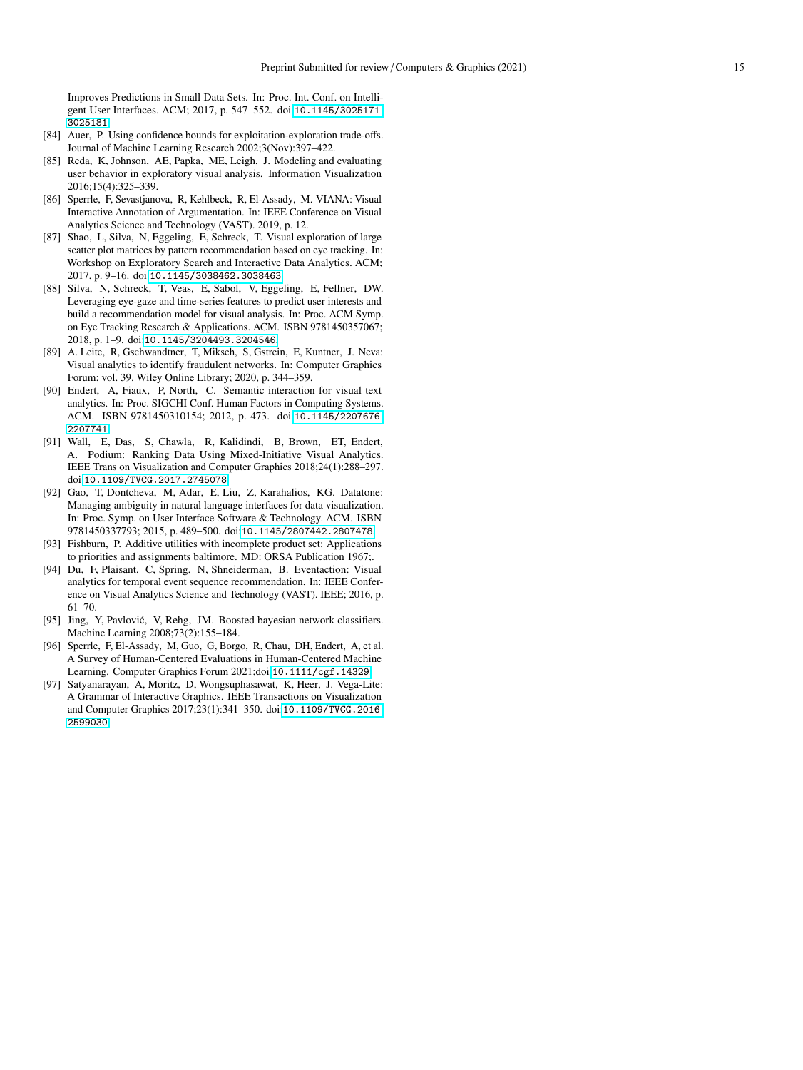Improves Predictions in Small Data Sets. In: Proc. Int. Conf. on Intelligent User Interfaces. ACM; 2017, p. 547–552. doi 10.1145/3025171.3025181

[84] Auer, P. Using confidence bounds for exploitation-exploration trade-offs. Journal of Machine Learning Research 2002;3(Nov):397–422.

[85] Reda, K, Johnson, AE, Papka, ME, Leigh, J. Modeling and evaluating user behavior in exploratory visual analysis. Information Visualization 2016;15(4):325–339.

[86] Sperrle, F, Sevastjanova, R, Kehlbeck, R, El-Assady, M. VIANA: Visual Interactive Annotation of Argumentation. In: IEEE Conference on Visual Analytics Science and Technology (VAST). 2019, p. 12.

[87] Shao, L, Silva, N, Eggeling, E, Schreck, T. Visual exploration of large scatter plot matrices by pattern recommendation based on eye tracking. In: Workshop on Exploratory Search and Interactive Data Analytics. ACM; 2017, p. 9–16. doi 10.1145/3038462.3038463

[88] Silva, N, Schreck, T, Veas, E, Sabol, V, Eggeling, E, Fellner, DW. Leveraging eye-gaze and time-series features to predict user interests and build a recommendation model for visual analysis. In: Proc. ACM Symp. on Eye Tracking Research & Applications. ACM. ISBN 9781450357067; 2018, p. 1–9. doi 10.1145/3204493.3204546

[89] A. Leite, R, Gschwandtner, T, Miksch, S, Gstrein, E, Kuntner, J. Neva: Visual analytics to identify fraudulent networks. In: Computer Graphics Forum; vol. 39. Wiley Online Library; 2020, p. 344–359.

[90] Endert, A, Fiaux, P, North, C. Semantic interaction for visual text analytics. In: Proc. SIGCHI Conf. Human Factors in Computing Systems. ACM. ISBN 9781450310154; 2012, p. 473. doi 10.1145/2207676.2207741

[91] Wall, E, Das, S, Chawla, R, Kalidindi, B, Brown, ET, Endert, A. Podium: Ranking Data Using Mixed-Initiative Visual Analytics. IEEE Trans on Visualization and Computer Graphics 2018;24(1):288–297. doi 10.1109/TVCG.2017.2745078

[92] Gao, T, Dontcheva, M, Adar, E, Liu, Z, Karahalios, KG. Datatone: Managing ambiguity in natural language interfaces for data visualization. In: Proc. Symp. on User Interface Software & Technology. ACM. ISBN 9781450337793; 2015, p. 489–500. doi 10.1145/2807442.2807478

[93] Fishburn, P. Additive utilities with incomplete product set: Applications to priorities and assignments baltimore. MD: ORSA Publication 1967;.

[94] Du, F, Plaisant, C, Spring, N, Shneiderman, B. Eventaction: Visual analytics for temporal event sequence recommendation. In: IEEE Conference on Visual Analytics Science and Technology (VAST). IEEE; 2016, p. 61–70.

[95] Jing, Y, Pavlović, V, Rehg, JM. Boosted bayesian network classifiers. Machine Learning 2008;73(2):155–184.

[96] Sperrle, F, El-Assady, M, Guo, G, Borgo, R, Chau, DH, Endert, A, et al. A Survey of Human-Centered Evaluations in Human-Centered Machine Learning. Computer Graphics Forum 2021;doi 10.1111/cgf.14329

[97] Satyanarayan, A, Moritz, D, Wongsuphasawat, K, Heer, J. Vega-Lite: A Grammar of Interactive Graphics. IEEE Transactions on Visualization and Computer Graphics 2017;23(1):341–350. doi 10.1109/TVCG.2016.2599030